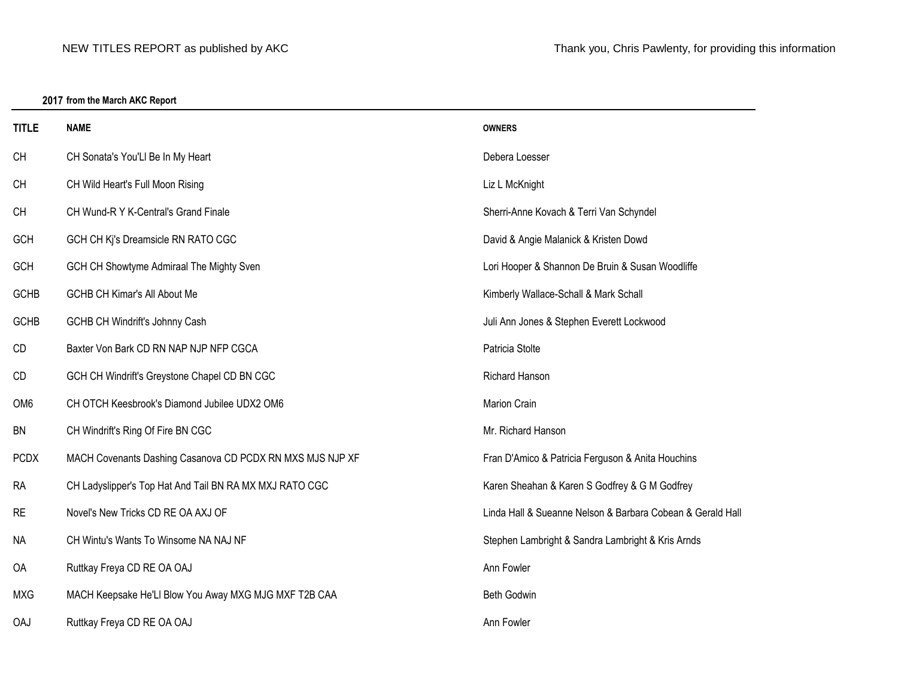NEW TITLES REPORT as published by AKC

Thank you, Chris Pawlenty, for providing this information

**2017 from the March AKC Report**

| TITLE | NAME | OWNERS |
| --- | --- | --- |
| CH | CH Sonata's You'Ll Be In My Heart | Debera Loesser |
| CH | CH Wild Heart's Full Moon Rising | Liz L McKnight |
| CH | CH Wund-R Y K-Central's Grand Finale | Sherri-Anne Kovach & Terri Van Schyndel |
| GCH | GCH CH Kj's Dreamsicle RN RATO CGC | David & Angie Malanick & Kristen Dowd |
| GCH | GCH CH Showtyme Admiraal The Mighty Sven | Lori Hooper & Shannon De Bruin & Susan Woodliffe |
| GCHB | GCHB CH Kimar's All About Me | Kimberly Wallace-Schall & Mark Schall |
| GCHB | GCHB CH Windrift's Johnny Cash | Juli Ann Jones & Stephen Everett Lockwood |
| CD | Baxter Von Bark CD RN NAP NJP NFP CGCA | Patricia Stolte |
| CD | GCH CH Windrift's Greystone Chapel CD BN CGC | Richard Hanson |
| OM6 | CH OTCH Keesbrook's Diamond Jubilee UDX2 OM6 | Marion Crain |
| BN | CH Windrift's Ring Of Fire BN CGC | Mr. Richard Hanson |
| PCDX | MACH Covenants Dashing Casanova CD PCDX RN MXS MJS NJP XF | Fran D'Amico & Patricia Ferguson & Anita Houchins |
| RA | CH Ladyslipper's Top Hat And Tail BN RA MX MXJ RATO CGC | Karen Sheahan & Karen S Godfrey & G M Godfrey |
| RE | Novel's New Tricks CD RE OA AXJ OF | Linda Hall & Sueanne Nelson & Barbara Cobean & Gerald Hall |
| NA | CH Wintu's Wants To Winsome NA NAJ NF | Stephen Lambright & Sandra Lambright & Kris Arnds |
| OA | Ruttkay Freya CD RE OA OAJ | Ann Fowler |
| MXG | MACH Keepsake He'Ll Blow You Away MXG MJG MXF T2B CAA | Beth Godwin |
| OAJ | Ruttkay Freya CD RE OA OAJ | Ann Fowler |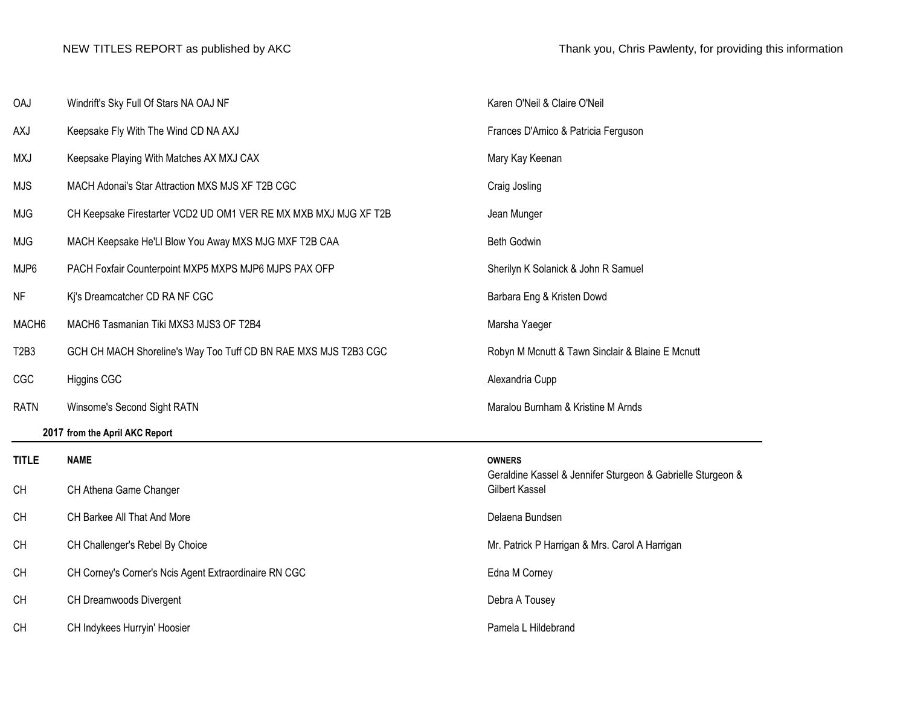| | | |
|---|---|---|
| OAJ | Windrift's Sky Full Of Stars NA OAJ NF | Karen O'Neil & Claire O'Neil |
| AXJ | Keepsake Fly With The Wind CD NA AXJ | Frances D'Amico & Patricia Ferguson |
| MXJ | Keepsake Playing With Matches AX MXJ CAX | Mary Kay Keenan |
| MJS | MACH Adonai's Star Attraction MXS MJS XF T2B CGC | Craig Josling |
| MJG | CH Keepsake Firestarter VCD2 UD OM1 VER RE MX MXB MXJ MJG XF T2B | Jean Munger |
| MJG | MACH Keepsake He'Ll Blow You Away MXS MJG MXF T2B CAA | Beth Godwin |
| MJP6 | PACH Foxfair Counterpoint MXP5 MXPS MJP6 MJPS PAX OFP | Sherilyn K Solanick & John R Samuel |
| NF | Kj's Dreamcatcher CD RA NF CGC | Barbara Eng & Kristen Dowd |
| MACH6 | MACH6 Tasmanian Tiki MXS3 MJS3 OF T2B4 | Marsha Yaeger |
| T2B3 | GCH CH MACH Shoreline's Way Too Tuff CD BN RAE MXS MJS T2B3 CGC | Robyn M Mcnutt & Tawn Sinclair & Blaine E Mcnutt |
| CGC | Higgins CGC | Alexandria Cupp |
| RATN | Winsome's Second Sight RATN | Maralou Burnham & Kristine M Arnds |

**2017 from the April AKC Report**

| TITLE | NAME | OWNERS |
|---|---|---|
| CH | CH Athena Game Changer | Geraldine Kassel & Jennifer Sturgeon & Gabrielle Sturgeon & Gilbert Kassel |
| CH | CH Barkee All That And More | Delaena Bundsen |
| CH | CH Challenger's Rebel By Choice | Mr. Patrick P Harrigan & Mrs. Carol A Harrigan |
| CH | CH Corney's Corner's Ncis Agent Extraordinaire RN CGC | Edna M Corney |
| CH | CH Dreamwoods Divergent | Debra A Tousey |
| CH | CH Indykees Hurryin' Hoosier | Pamela L Hildebrand |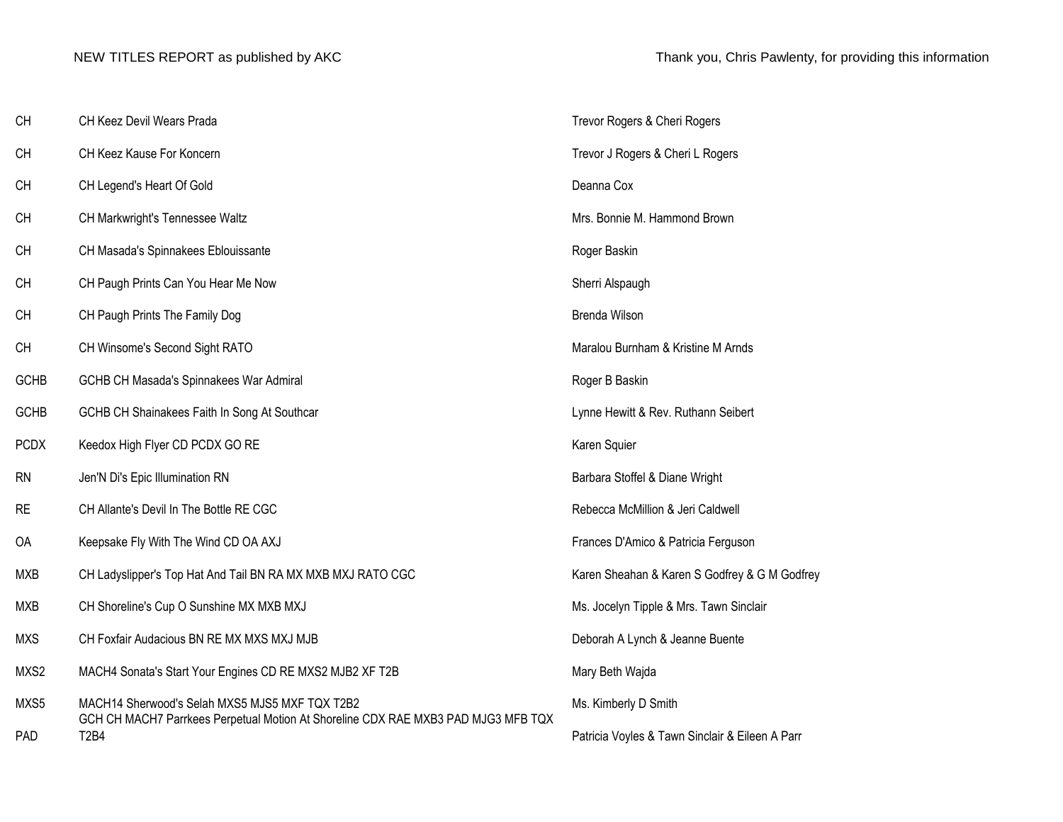NEW TITLES REPORT as published by AKC

Thank you, Chris Pawlenty, for providing this information

| | | |
|---|---|---|
| CH | CH Keez Devil Wears Prada | Trevor Rogers & Cheri Rogers |
| CH | CH Keez Kause For Koncern | Trevor J Rogers & Cheri L Rogers |
| CH | CH Legend's Heart Of Gold | Deanna Cox |
| CH | CH Markwright's Tennessee Waltz | Mrs. Bonnie M. Hammond Brown |
| CH | CH Masada's Spinnakees Eblouissante | Roger Baskin |
| CH | CH Paugh Prints Can You Hear Me Now | Sherri Alspaugh |
| CH | CH Paugh Prints The Family Dog | Brenda Wilson |
| CH | CH Winsome's Second Sight RATO | Maralou Burnham & Kristine M Arnds |
| GCHB | GCHB CH Masada's Spinnakees War Admiral | Roger B Baskin |
| GCHB | GCHB CH Shainakees Faith In Song At Southcar | Lynne Hewitt & Rev. Ruthann Seibert |
| PCDX | Keedox High Flyer CD PCDX GO RE | Karen Squier |
| RN | Jen'N Di's Epic Illumination RN | Barbara Stoffel & Diane Wright |
| RE | CH Allante's Devil In The Bottle RE CGC | Rebecca McMillion & Jeri Caldwell |
| OA | Keepsake Fly With The Wind CD OA AXJ | Frances D'Amico & Patricia Ferguson |
| MXB | CH Ladyslipper's Top Hat And Tail BN RA MX MXB MXJ RATO CGC | Karen Sheahan & Karen S Godfrey & G M Godfrey |
| MXB | CH Shoreline's Cup O Sunshine MX MXB MXJ | Ms. Jocelyn Tipple & Mrs. Tawn Sinclair |
| MXS | CH Foxfair Audacious BN RE MX MXS MXJ MJB | Deborah A Lynch & Jeanne Buente |
| MXS2 | MACH4 Sonata's Start Your Engines CD RE MXS2 MJB2 XF T2B | Mary Beth Wajda |
| MXS5 | MACH14 Sherwood's Selah MXS5 MJS5 MXF TQX T2B2 | Ms. Kimberly D Smith |
| PAD | GCH CH MACH7 Parrkees Perpetual Motion At Shoreline CDX RAE MXB3 PAD MJG3 MFB TQX T2B4 | Patricia Voyles & Tawn Sinclair & Eileen A Parr |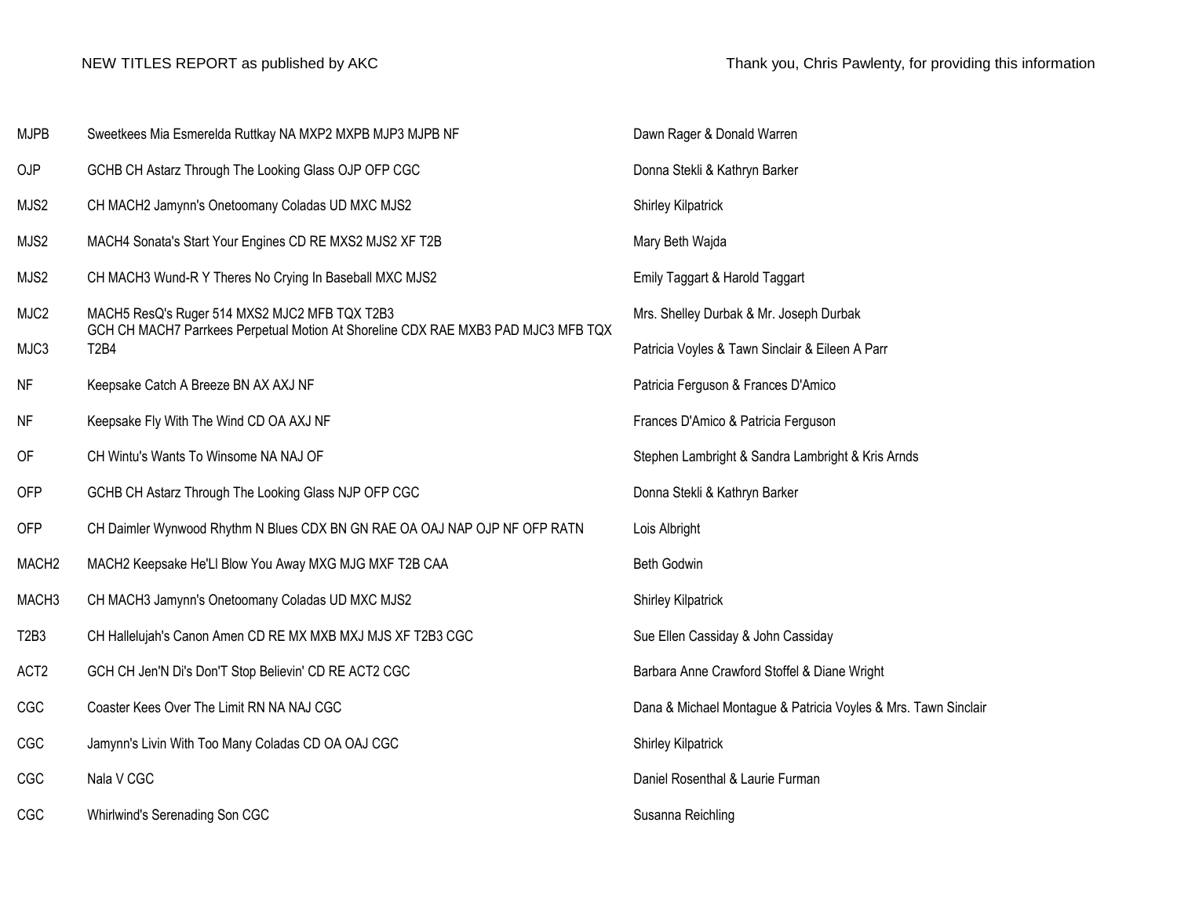NEW TITLES REPORT as published by AKC

Thank you, Chris Pawlenty, for providing this information

| | | |
|---|---|---|
| MJPB | Sweetkees Mia Esmerelda Ruttkay NA MXP2 MXPB MJP3 MJPB NF | Dawn Rager & Donald Warren |
| OJP | GCHB CH Astarz Through The Looking Glass OJP OFP CGC | Donna Stekli & Kathryn Barker |
| MJS2 | CH MACH2 Jamynn's Onetoomany Coladas UD MXC MJS2 | Shirley Kilpatrick |
| MJS2 | MACH4 Sonata's Start Your Engines CD RE MXS2 MJS2 XF T2B | Mary Beth Wajda |
| MJS2 | CH MACH3 Wund-R Y Theres No Crying In Baseball MXC MJS2 | Emily Taggart & Harold Taggart |
| MJC2 | MACH5 ResQ's Ruger 514 MXS2 MJC2 MFB TQX T2B3 | Mrs. Shelley Durbak & Mr. Joseph Durbak |
| MJC3 | GCH CH MACH7 Parrkees Perpetual Motion At Shoreline CDX RAE MXB3 PAD MJC3 MFB TQX T2B4 | Patricia Voyles & Tawn Sinclair & Eileen A Parr |
| NF | Keepsake Catch A Breeze BN AX AXJ NF | Patricia Ferguson & Frances D'Amico |
| NF | Keepsake Fly With The Wind CD OA AXJ NF | Frances D'Amico & Patricia Ferguson |
| OF | CH Wintu's Wants To Winsome NA NAJ OF | Stephen Lambright & Sandra Lambright & Kris Arnds |
| OFP | GCHB CH Astarz Through The Looking Glass NJP OFP CGC | Donna Stekli & Kathryn Barker |
| OFP | CH Daimler Wynwood Rhythm N Blues CDX BN GN RAE OA OAJ NAP OJP NF OFP RATN | Lois Albright |
| MACH2 | MACH2 Keepsake He'Ll Blow You Away MXG MJG MXF T2B CAA | Beth Godwin |
| MACH3 | CH MACH3 Jamynn's Onetoomany Coladas UD MXC MJS2 | Shirley Kilpatrick |
| T2B3 | CH Hallelujah's Canon Amen CD RE MX MXB MXJ MJS XF T2B3 CGC | Sue Ellen Cassiday & John Cassiday |
| ACT2 | GCH CH Jen'N Di's Don'T Stop Believin' CD RE ACT2 CGC | Barbara Anne Crawford Stoffel & Diane Wright |
| CGC | Coaster Kees Over The Limit RN NA NAJ CGC | Dana & Michael Montague & Patricia Voyles & Mrs. Tawn Sinclair |
| CGC | Jamynn's Livin With Too Many Coladas CD OA OAJ CGC | Shirley Kilpatrick |
| CGC | Nala V CGC | Daniel Rosenthal & Laurie Furman |
| CGC | Whirlwind's Serenading Son CGC | Susanna Reichling |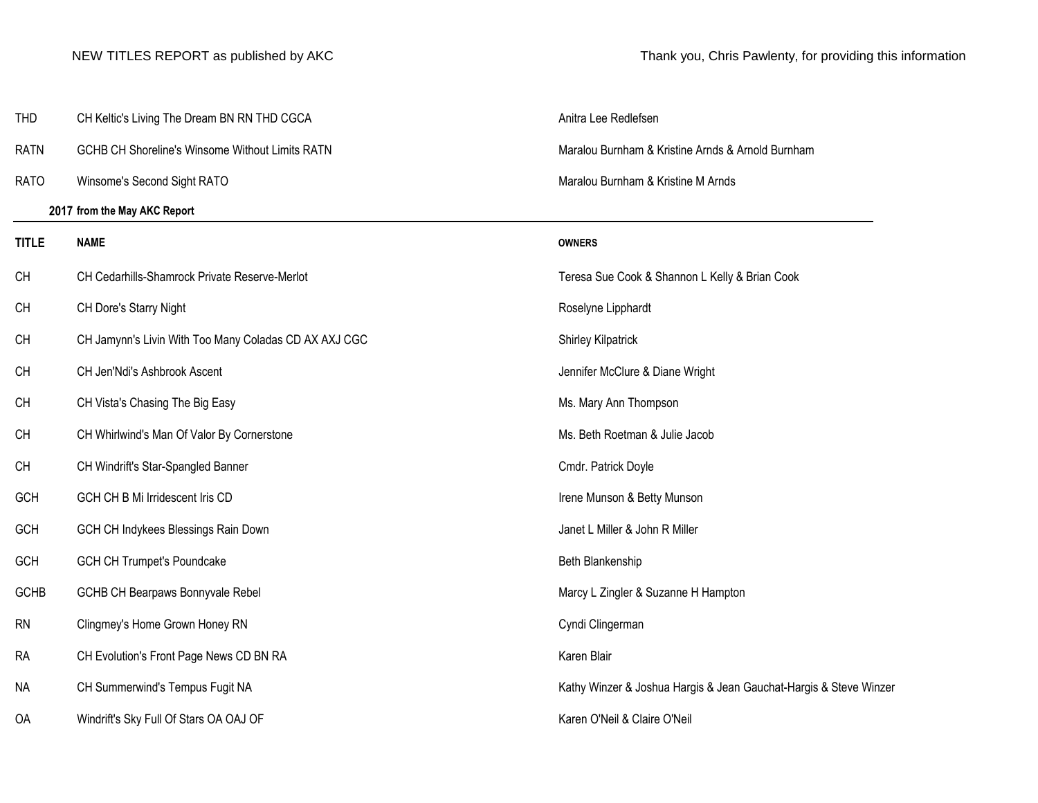NEW TITLES REPORT as published by AKC

Thank you, Chris Pawlenty, for providing this information

| | | |
|---|---|---|
| THD | CH Keltic's Living The Dream BN RN THD CGCA | Anitra Lee Redlefsen |
| RATN | GCHB CH Shoreline's Winsome Without Limits RATN | Maralou Burnham & Kristine Arnds & Arnold Burnham |
| RATO | Winsome's Second Sight RATO | Maralou Burnham & Kristine M Arnds |

**2017 from the May AKC Report**

| TITLE | NAME | OWNERS |
|---|---|---|
| CH | CH Cedarhills-Shamrock Private Reserve-Merlot | Teresa Sue Cook & Shannon L Kelly & Brian Cook |
| CH | CH Dore's Starry Night | Roselyne Lipphardt |
| CH | CH Jamynn's Livin With Too Many Coladas CD AX AXJ CGC | Shirley Kilpatrick |
| CH | CH Jen'Ndi's Ashbrook Ascent | Jennifer McClure & Diane Wright |
| CH | CH Vista's Chasing The Big Easy | Ms. Mary Ann Thompson |
| CH | CH Whirlwind's Man Of Valor By Cornerstone | Ms. Beth Roetman & Julie Jacob |
| CH | CH Windrift's Star-Spangled Banner | Cmdr. Patrick Doyle |
| GCH | GCH CH B Mi Irridescent Iris CD | Irene Munson & Betty Munson |
| GCH | GCH CH Indykees Blessings Rain Down | Janet L Miller & John R Miller |
| GCH | GCH CH Trumpet's Poundcake | Beth Blankenship |
| GCHB | GCHB CH Bearpaws Bonnyvale Rebel | Marcy L Zingler & Suzanne H Hampton |
| RN | Clingmey's Home Grown Honey RN | Cyndi Clingerman |
| RA | CH Evolution's Front Page News CD BN RA | Karen Blair |
| NA | CH Summerwind's Tempus Fugit NA | Kathy Winzer & Joshua Hargis & Jean Gauchat-Hargis & Steve Winzer |
| OA | Windrift's Sky Full Of Stars OA OAJ OF | Karen O'Neil & Claire O'Neil |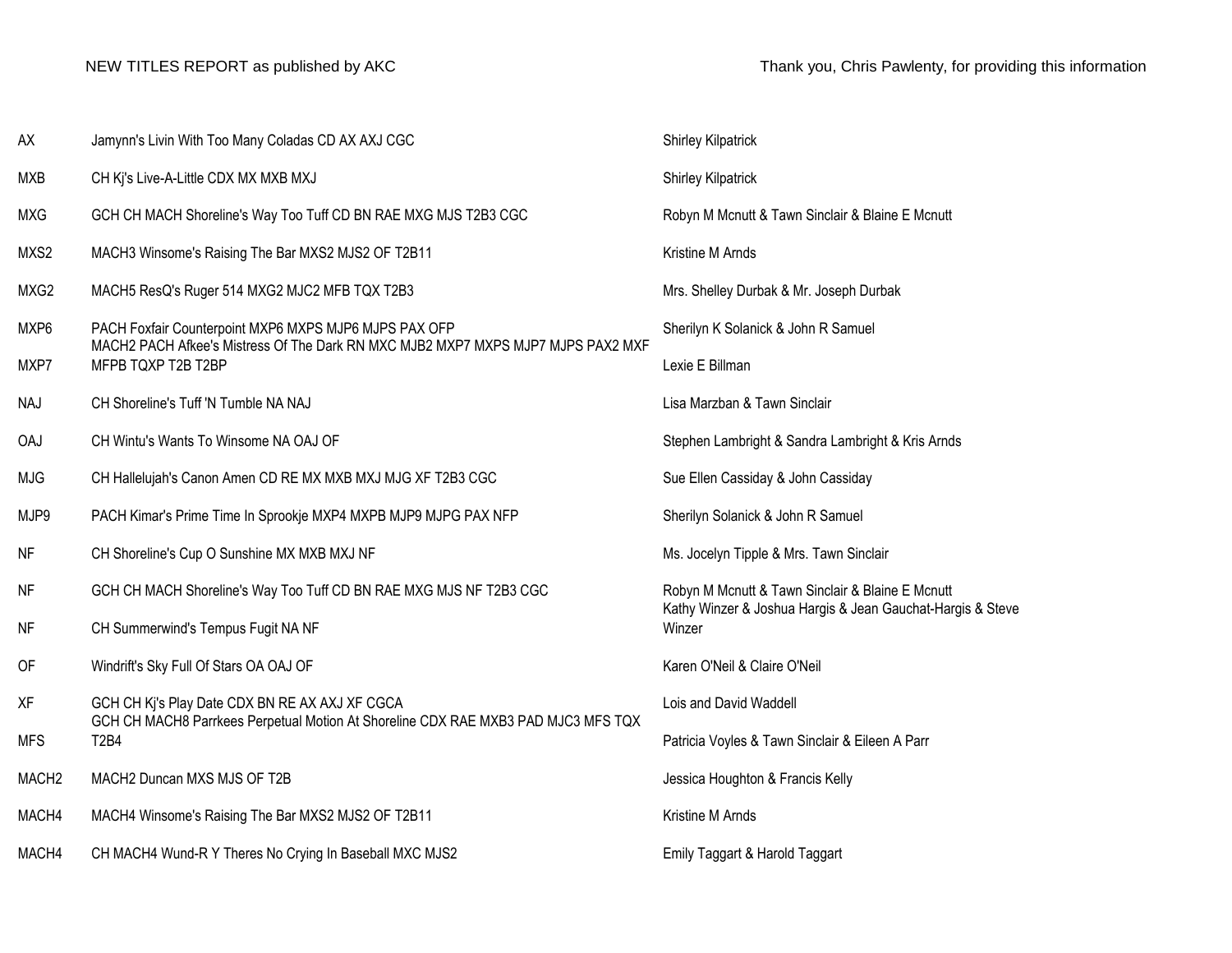NEW TITLES REPORT as published by AKC

Thank you, Chris Pawlenty, for providing this information

| | | |
|---|---|---|
| AX | Jamynn's Livin With Too Many Coladas CD AX AXJ CGC | Shirley Kilpatrick |
| MXB | CH Kj's Live-A-Little CDX MX MXB MXJ | Shirley Kilpatrick |
| MXG | GCH CH MACH Shoreline's Way Too Tuff CD BN RAE MXG MJS T2B3 CGC | Robyn M Mcnutt & Tawn Sinclair & Blaine E Mcnutt |
| MXS2 | MACH3 Winsome's Raising The Bar MXS2 MJS2 OF T2B11 | Kristine M Arnds |
| MXG2 | MACH5 ResQ's Ruger 514 MXG2 MJC2 MFB TQX T2B3 | Mrs. Shelley Durbak & Mr. Joseph Durbak |
| MXP6 | PACH Foxfair Counterpoint MXP6 MXPS MJP6 MJPS PAX OFP | Sherilyn K Solanick & John R Samuel |
| MXP7 | MACH2 PACH Afkee's Mistress Of The Dark RN MXC MJB2 MXP7 MXPS MJP7 MJPS PAX2 MXF MFPB TQXP T2B T2BP | Lexie E Billman |
| NAJ | CH Shoreline's Tuff 'N Tumble NA NAJ | Lisa Marzban & Tawn Sinclair |
| OAJ | CH Wintu's Wants To Winsome NA OAJ OF | Stephen Lambright & Sandra Lambright & Kris Arnds |
| MJG | CH Hallelujah's Canon Amen CD RE MX MXB MXJ MJG XF T2B3 CGC | Sue Ellen Cassiday & John Cassiday |
| MJP9 | PACH Kimar's Prime Time In Sprookje MXP4 MXPB MJP9 MJPG PAX NFP | Sherilyn Solanick & John R Samuel |
| NF | CH Shoreline's Cup O Sunshine MX MXB MXJ NF | Ms. Jocelyn Tipple & Mrs. Tawn Sinclair |
| NF | GCH CH MACH Shoreline's Way Too Tuff CD BN RAE MXG MJS NF T2B3 CGC | Robyn M Mcnutt & Tawn Sinclair & Blaine E Mcnutt |
| NF | CH Summerwind's Tempus Fugit NA NF | Kathy Winzer & Joshua Hargis & Jean Gauchat-Hargis & Steve Winzer |
| OF | Windrift's Sky Full Of Stars OA OAJ OF | Karen O'Neil & Claire O'Neil |
| XF | GCH CH Kj's Play Date CDX BN RE AX AXJ XF CGCA | Lois and David Waddell |
| MFS | GCH CH MACH8 Parrkees Perpetual Motion At Shoreline CDX RAE MXB3 PAD MJC3 MFS TQX T2B4 | Patricia Voyles & Tawn Sinclair & Eileen A Parr |
| MACH2 | MACH2 Duncan MXS MJS OF T2B | Jessica Houghton & Francis Kelly |
| MACH4 | MACH4 Winsome's Raising The Bar MXS2 MJS2 OF T2B11 | Kristine M Arnds |
| MACH4 | CH MACH4 Wund-R Y Theres No Crying In Baseball MXC MJS2 | Emily Taggart & Harold Taggart |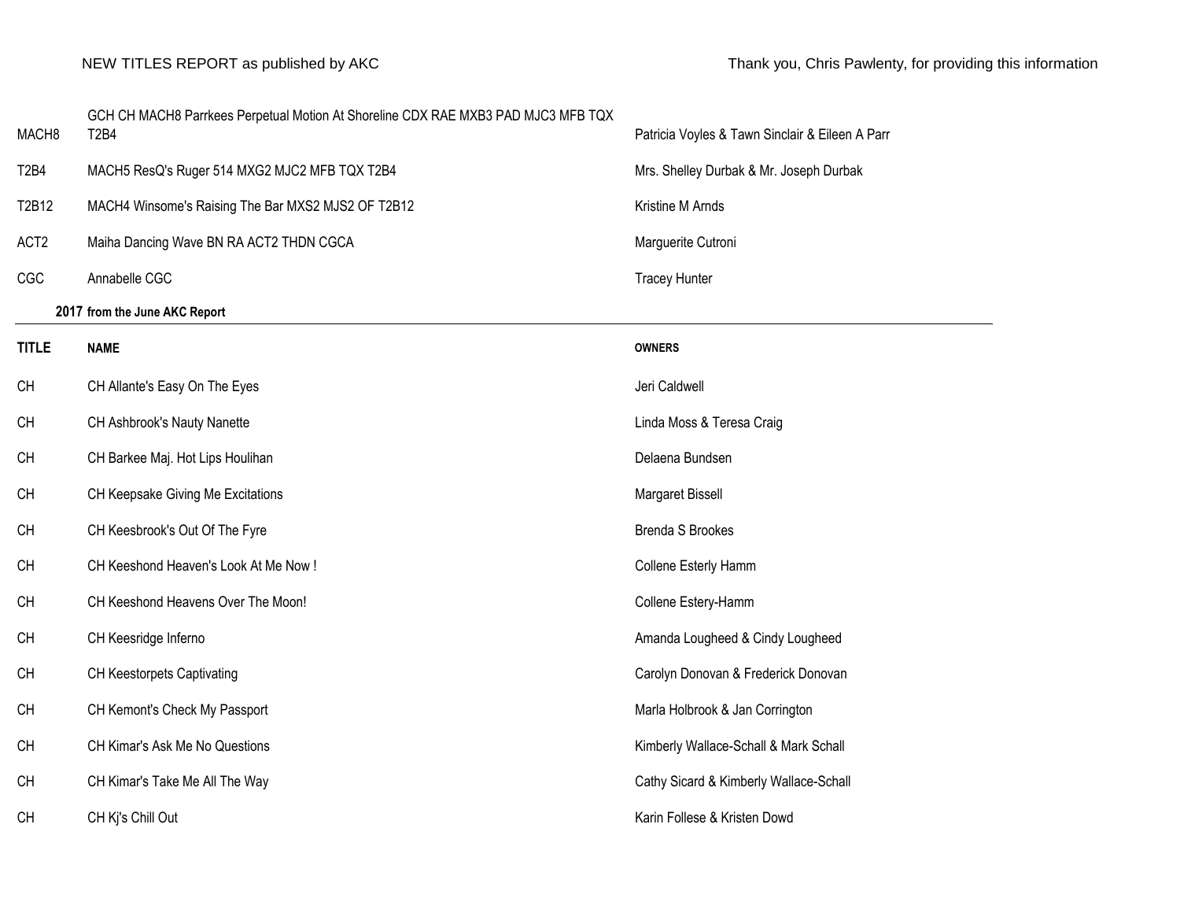| | | |
|---|---|---|
| MACH8 | GCH CH MACH8 Parrkees Perpetual Motion At Shoreline CDX RAE MXB3 PAD MJC3 MFB TQX T2B4 | Patricia Voyles & Tawn Sinclair & Eileen A Parr |
| T2B4 | MACH5 ResQ's Ruger 514 MXG2 MJC2 MFB TQX T2B4 | Mrs. Shelley Durbak & Mr. Joseph Durbak |
| T2B12 | MACH4 Winsome's Raising The Bar MXS2 MJS2 OF T2B12 | Kristine M Arnds |
| ACT2 | Maiha Dancing Wave BN RA ACT2 THDN CGCA | Marguerite Cutroni |
| CGC | Annabelle CGC | Tracey Hunter |

**2017 from the June AKC Report**

| TITLE | NAME | OWNERS |
|---|---|---|
| CH | CH Allante's Easy On The Eyes | Jeri Caldwell |
| CH | CH Ashbrook's Nauty Nanette | Linda Moss & Teresa Craig |
| CH | CH Barkee Maj. Hot Lips Houlihan | Delaena Bundsen |
| CH | CH Keepsake Giving Me Excitations | Margaret Bissell |
| CH | CH Keesbrook's Out Of The Fyre | Brenda S Brookes |
| CH | CH Keeshond Heaven's Look At Me Now ! | Collene Esterly Hamm |
| CH | CH Keeshond Heavens Over The Moon! | Collene Estery-Hamm |
| CH | CH Keesridge Inferno | Amanda Lougheed & Cindy Lougheed |
| CH | CH Keestorpets Captivating | Carolyn Donovan & Frederick Donovan |
| CH | CH Kemont's Check My Passport | Marla Holbrook & Jan Corrington |
| CH | CH Kimar's Ask Me No Questions | Kimberly Wallace-Schall & Mark Schall |
| CH | CH Kimar's Take Me All The Way | Cathy Sicard & Kimberly Wallace-Schall |
| CH | CH Kj's Chill Out | Karin Follese & Kristen Dowd |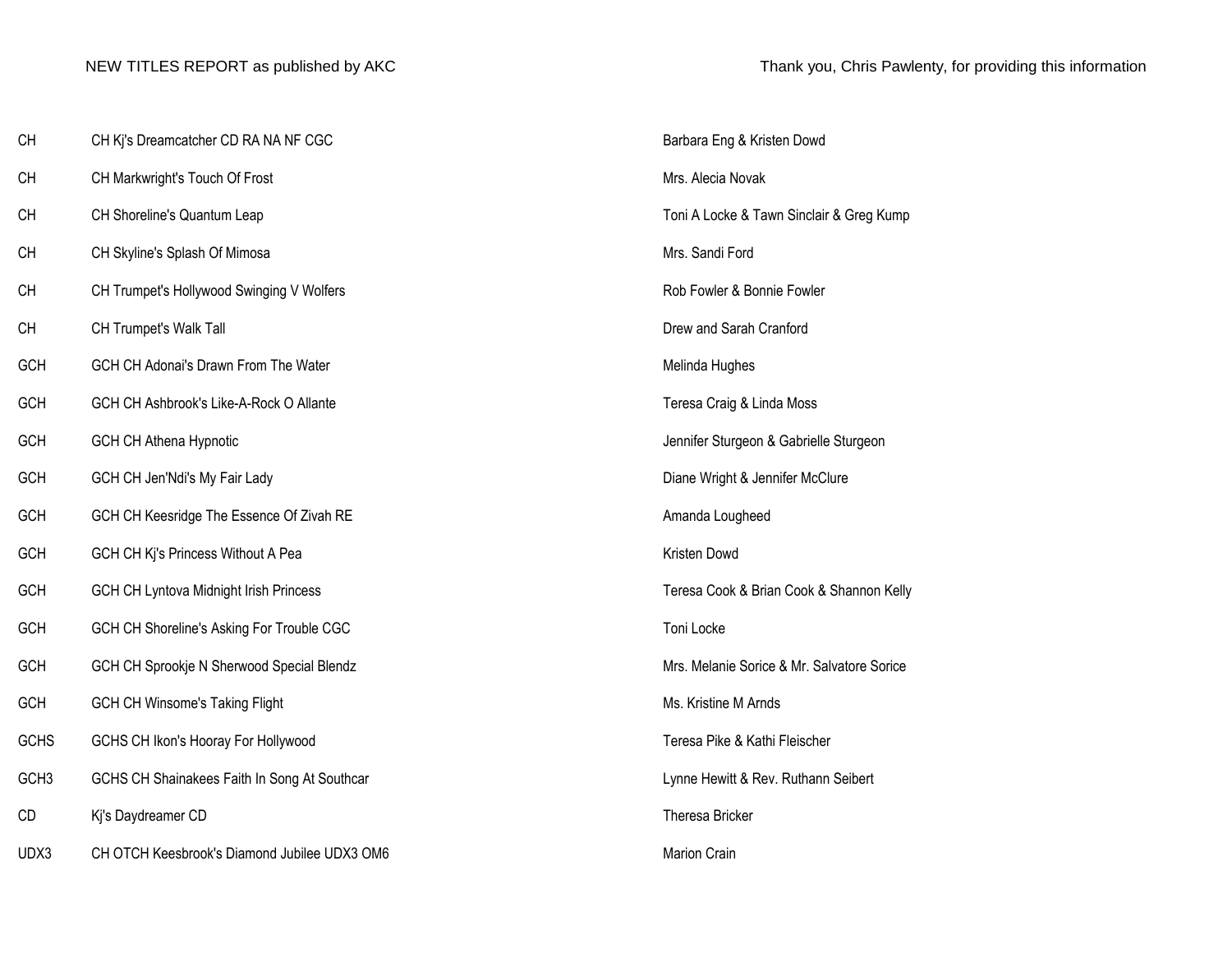NEW TITLES REPORT as published by AKC

Thank you, Chris Pawlenty, for providing this information

| | | |
|---|---|---|
| CH | CH Kj's Dreamcatcher CD RA NA NF CGC | Barbara Eng & Kristen Dowd |
| CH | CH Markwright's Touch Of Frost | Mrs. Alecia Novak |
| CH | CH Shoreline's Quantum Leap | Toni A Locke & Tawn Sinclair & Greg Kump |
| CH | CH Skyline's Splash Of Mimosa | Mrs. Sandi Ford |
| CH | CH Trumpet's Hollywood Swinging V Wolfers | Rob Fowler & Bonnie Fowler |
| CH | CH Trumpet's Walk Tall | Drew and Sarah Cranford |
| GCH | GCH CH Adonai's Drawn From The Water | Melinda Hughes |
| GCH | GCH CH Ashbrook's Like-A-Rock O Allante | Teresa Craig & Linda Moss |
| GCH | GCH CH Athena Hypnotic | Jennifer Sturgeon & Gabrielle Sturgeon |
| GCH | GCH CH Jen'Ndi's My Fair Lady | Diane Wright & Jennifer McClure |
| GCH | GCH CH Keesridge The Essence Of Zivah RE | Amanda Lougheed |
| GCH | GCH CH Kj's Princess Without A Pea | Kristen Dowd |
| GCH | GCH CH Lyntova Midnight Irish Princess | Teresa Cook & Brian Cook & Shannon Kelly |
| GCH | GCH CH Shoreline's Asking For Trouble CGC | Toni Locke |
| GCH | GCH CH Sprookje N Sherwood Special Blendz | Mrs. Melanie Sorice & Mr. Salvatore Sorice |
| GCH | GCH CH Winsome's Taking Flight | Ms. Kristine M Arnds |
| GCHS | GCHS CH Ikon's Hooray For Hollywood | Teresa Pike & Kathi Fleischer |
| GCH3 | GCHS CH Shainakees Faith In Song At Southcar | Lynne Hewitt & Rev. Ruthann Seibert |
| CD | Kj's Daydreamer CD | Theresa Bricker |
| UDX3 | CH OTCH Keesbrook's Diamond Jubilee UDX3 OM6 | Marion Crain |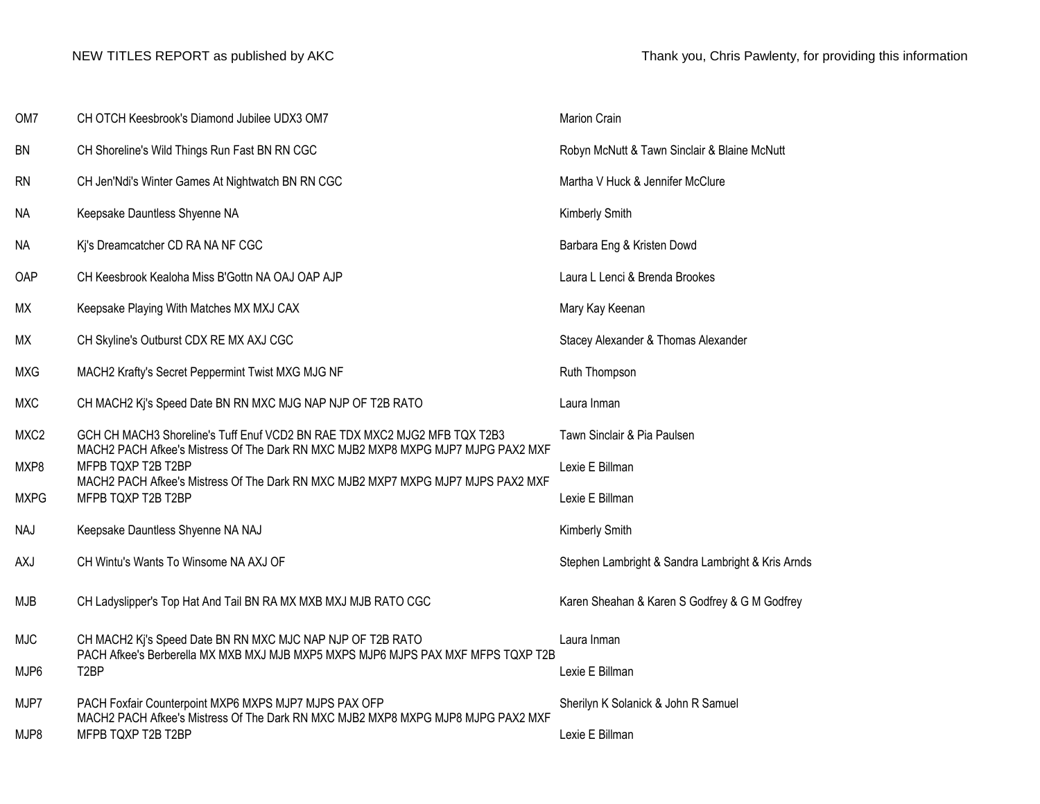| | | |
|---|---|---|
| OM7 | CH OTCH Keesbrook's Diamond Jubilee UDX3 OM7 | Marion Crain |
| BN | CH Shoreline's Wild Things Run Fast BN RN CGC | Robyn McNutt & Tawn Sinclair & Blaine McNutt |
| RN | CH Jen'Ndi's Winter Games At Nightwatch BN RN CGC | Martha V Huck & Jennifer McClure |
| NA | Keepsake Dauntless Shyenne NA | Kimberly Smith |
| NA | Kj's Dreamcatcher CD RA NA NF CGC | Barbara Eng & Kristen Dowd |
| OAP | CH Keesbrook Kealoha Miss B'Gottn NA OAJ OAP AJP | Laura L Lenci & Brenda Brookes |
| MX | Keepsake Playing With Matches MX MXJ CAX | Mary Kay Keenan |
| MX | CH Skyline's Outburst CDX RE MX AXJ CGC | Stacey Alexander & Thomas Alexander |
| MXG | MACH2 Krafty's Secret Peppermint Twist MXG MJG NF | Ruth Thompson |
| MXC | CH MACH2 Kj's Speed Date BN RN MXC MJG NAP NJP OF T2B RATO | Laura Inman |
| MXC2 | GCH CH MACH3 Shoreline's Tuff Enuf VCD2 BN RAE TDX MXC2 MJG2 MFB TQX T2B3 | Tawn Sinclair & Pia Paulsen |
| MXP8 | MACH2 PACH Afkee's Mistress Of The Dark RN MXC MJB2 MXP8 MXPG MJP7 MJPG PAX2 MXF MFPB TQXP T2B T2BP | Lexie E Billman |
| MXPG | MACH2 PACH Afkee's Mistress Of The Dark RN MXC MJB2 MXP7 MXPG MJP7 MJPS PAX2 MXF MFPB TQXP T2B T2BP | Lexie E Billman |
| NAJ | Keepsake Dauntless Shyenne NA NAJ | Kimberly Smith |
| AXJ | CH Wintu's Wants To Winsome NA AXJ OF | Stephen Lambright & Sandra Lambright & Kris Arnds |
| MJB | CH Ladyslipper's Top Hat And Tail BN RA MX MXB MXJ MJB RATO CGC | Karen Sheahan & Karen S Godfrey & G M Godfrey |
| MJC | CH MACH2 Kj's Speed Date BN RN MXC MJC NAP NJP OF T2B RATO | Laura Inman |
| MJP6 | PACH Afkee's Berberella MX MXB MXJ MJB MXP5 MXPS MJP6 MJPS PAX MXF MFPS TQXP T2B T2BP | Lexie E Billman |
| MJP7 | PACH Foxfair Counterpoint MXP6 MXPS MJP7 MJPS PAX OFP | Sherilyn K Solanick & John R Samuel |
| MJP8 | MACH2 PACH Afkee's Mistress Of The Dark RN MXC MJB2 MXP8 MXPG MJP8 MJPG PAX2 MXF MFPB TQXP T2B T2BP | Lexie E Billman |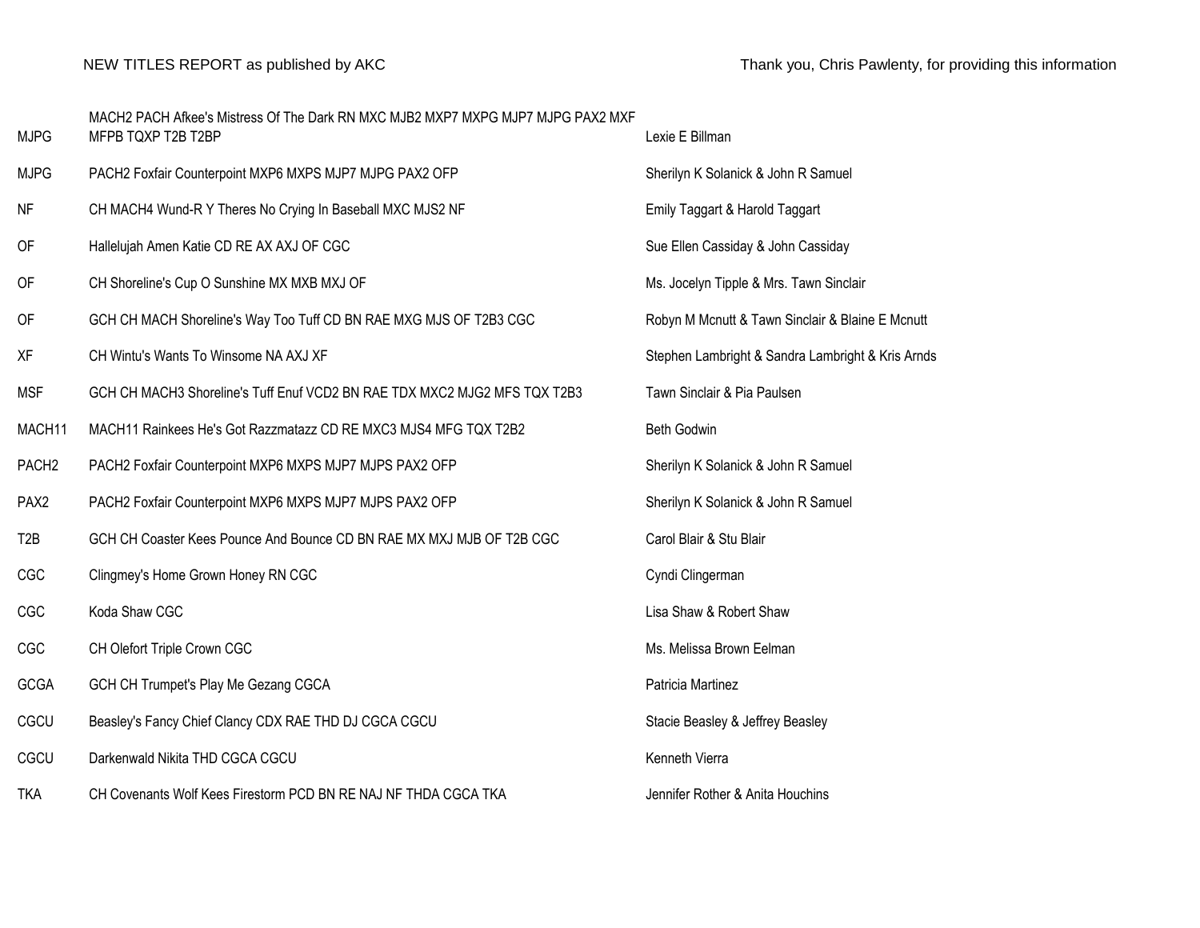NEW TITLES REPORT as published by AKC

Thank you, Chris Pawlenty, for providing this information

| | | |
|---|---|---|
| MJPG | MACH2 PACH Afkee's Mistress Of The Dark RN MXC MJB2 MXP7 MXPG MJP7 MJPG PAX2 MXF MFPB TQXP T2B T2BP | Lexie E Billman |
| MJPG | PACH2 Foxfair Counterpoint MXP6 MXPS MJP7 MJPG PAX2 OFP | Sherilyn K Solanick & John R Samuel |
| NF | CH MACH4 Wund-R Y Theres No Crying In Baseball MXC MJS2 NF | Emily Taggart & Harold Taggart |
| OF | Hallelujah Amen Katie CD RE AX AXJ OF CGC | Sue Ellen Cassiday & John Cassiday |
| OF | CH Shoreline's Cup O Sunshine MX MXB MXJ OF | Ms. Jocelyn Tipple & Mrs. Tawn Sinclair |
| OF | GCH CH MACH Shoreline's Way Too Tuff CD BN RAE MXG MJS OF T2B3 CGC | Robyn M Mcnutt & Tawn Sinclair & Blaine E Mcnutt |
| XF | CH Wintu's Wants To Winsome NA AXJ XF | Stephen Lambright & Sandra Lambright & Kris Arnds |
| MSF | GCH CH MACH3 Shoreline's Tuff Enuf VCD2 BN RAE TDX MXC2 MJG2 MFS TQX T2B3 | Tawn Sinclair & Pia Paulsen |
| MACH11 | MACH11 Rainkees He's Got Razzmatazz CD RE MXC3 MJS4 MFG TQX T2B2 | Beth Godwin |
| PACH2 | PACH2 Foxfair Counterpoint MXP6 MXPS MJP7 MJPS PAX2 OFP | Sherilyn K Solanick & John R Samuel |
| PAX2 | PACH2 Foxfair Counterpoint MXP6 MXPS MJP7 MJPS PAX2 OFP | Sherilyn K Solanick & John R Samuel |
| T2B | GCH CH Coaster Kees Pounce And Bounce CD BN RAE MX MXJ MJB OF T2B CGC | Carol Blair & Stu Blair |
| CGC | Clingmey's Home Grown Honey RN CGC | Cyndi Clingerman |
| CGC | Koda Shaw CGC | Lisa Shaw & Robert Shaw |
| CGC | CH Olefort Triple Crown CGC | Ms. Melissa Brown Eelman |
| GCGA | GCH CH Trumpet's Play Me Gezang CGCA | Patricia Martinez |
| CGCU | Beasley's Fancy Chief Clancy CDX RAE THD DJ CGCA CGCU | Stacie Beasley & Jeffrey Beasley |
| CGCU | Darkenwald Nikita THD CGCA CGCU | Kenneth Vierra |
| TKA | CH Covenants Wolf Kees Firestorm PCD BN RE NAJ NF THDA CGCA TKA | Jennifer Rother & Anita Houchins |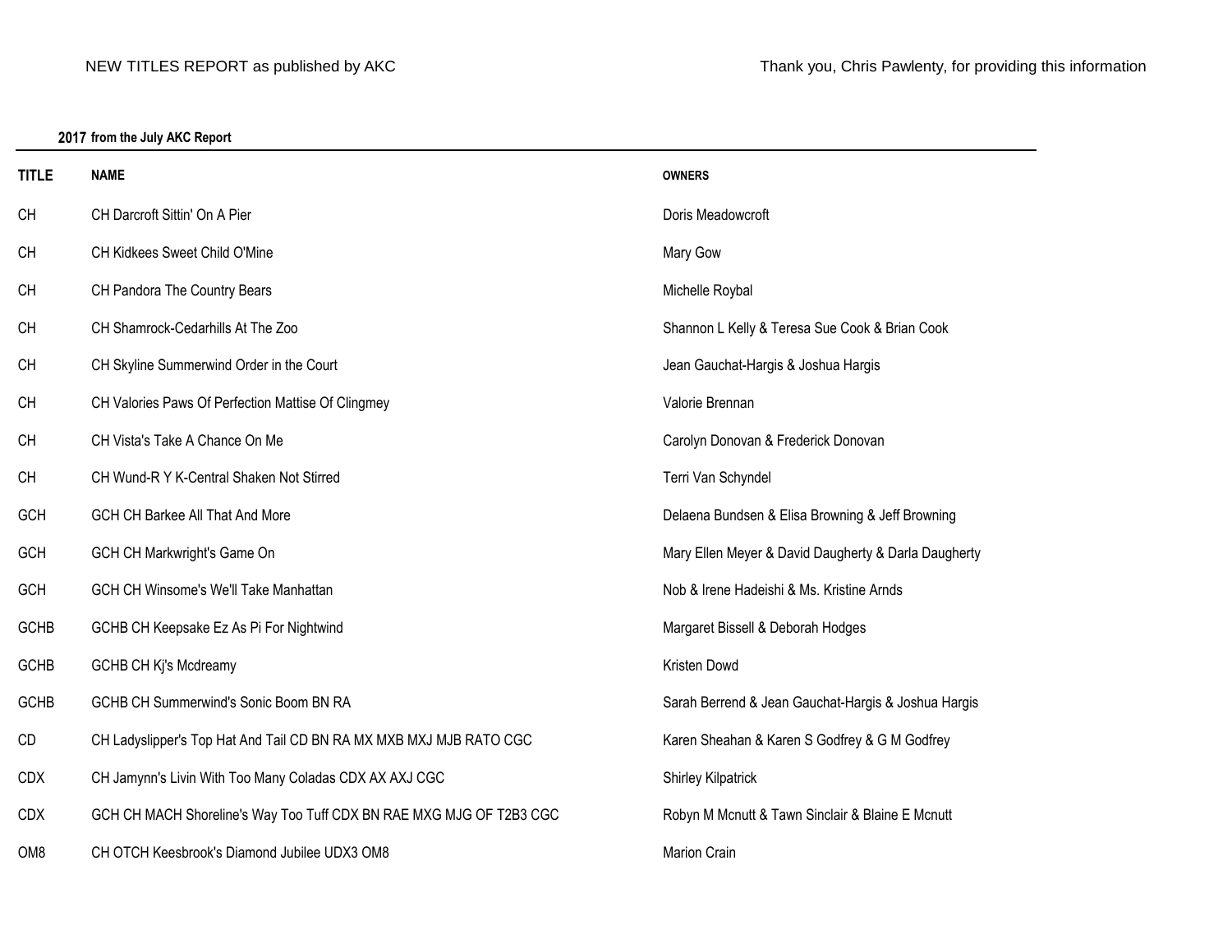NEW TITLES REPORT as published by AKC

Thank you, Chris Pawlenty, for providing this information

**2017 from the July AKC Report**

| TITLE | NAME | OWNERS |
|---|---|---|
| CH | CH Darcroft Sittin' On A Pier | Doris Meadowcroft |
| CH | CH Kidkees Sweet Child O'Mine | Mary Gow |
| CH | CH Pandora The Country Bears | Michelle Roybal |
| CH | CH Shamrock-Cedarhills At The Zoo | Shannon L Kelly & Teresa Sue Cook & Brian Cook |
| CH | CH Skyline Summerwind Order in the Court | Jean Gauchat-Hargis & Joshua Hargis |
| CH | CH Valories Paws Of Perfection Mattise Of Clingmey | Valorie Brennan |
| CH | CH Vista's Take A Chance On Me | Carolyn Donovan & Frederick Donovan |
| CH | CH Wund-R Y K-Central Shaken Not Stirred | Terri Van Schyndel |
| GCH | GCH CH Barkee All That And More | Delaena Bundsen & Elisa Browning & Jeff Browning |
| GCH | GCH CH Markwright's Game On | Mary Ellen Meyer & David Daugherty & Darla Daugherty |
| GCH | GCH CH Winsome's We'll Take Manhattan | Nob & Irene Hadeishi & Ms. Kristine Arnds |
| GCHB | GCHB CH Keepsake Ez As Pi For Nightwind | Margaret Bissell & Deborah Hodges |
| GCHB | GCHB CH Kj's Mcdreamy | Kristen Dowd |
| GCHB | GCHB CH Summerwind's Sonic Boom BN RA | Sarah Berrend & Jean Gauchat-Hargis & Joshua Hargis |
| CD | CH Ladyslipper's Top Hat And Tail CD BN RA MX MXB MXJ MJB RATO CGC | Karen Sheahan & Karen S Godfrey & G M Godfrey |
| CDX | CH Jamynn's Livin With Too Many Coladas CDX AX AXJ CGC | Shirley Kilpatrick |
| CDX | GCH CH MACH Shoreline's Way Too Tuff CDX BN RAE MXG MJG OF T2B3 CGC | Robyn M Mcnutt & Tawn Sinclair & Blaine E Mcnutt |
| OM8 | CH OTCH Keesbrook's Diamond Jubilee UDX3 OM8 | Marion Crain |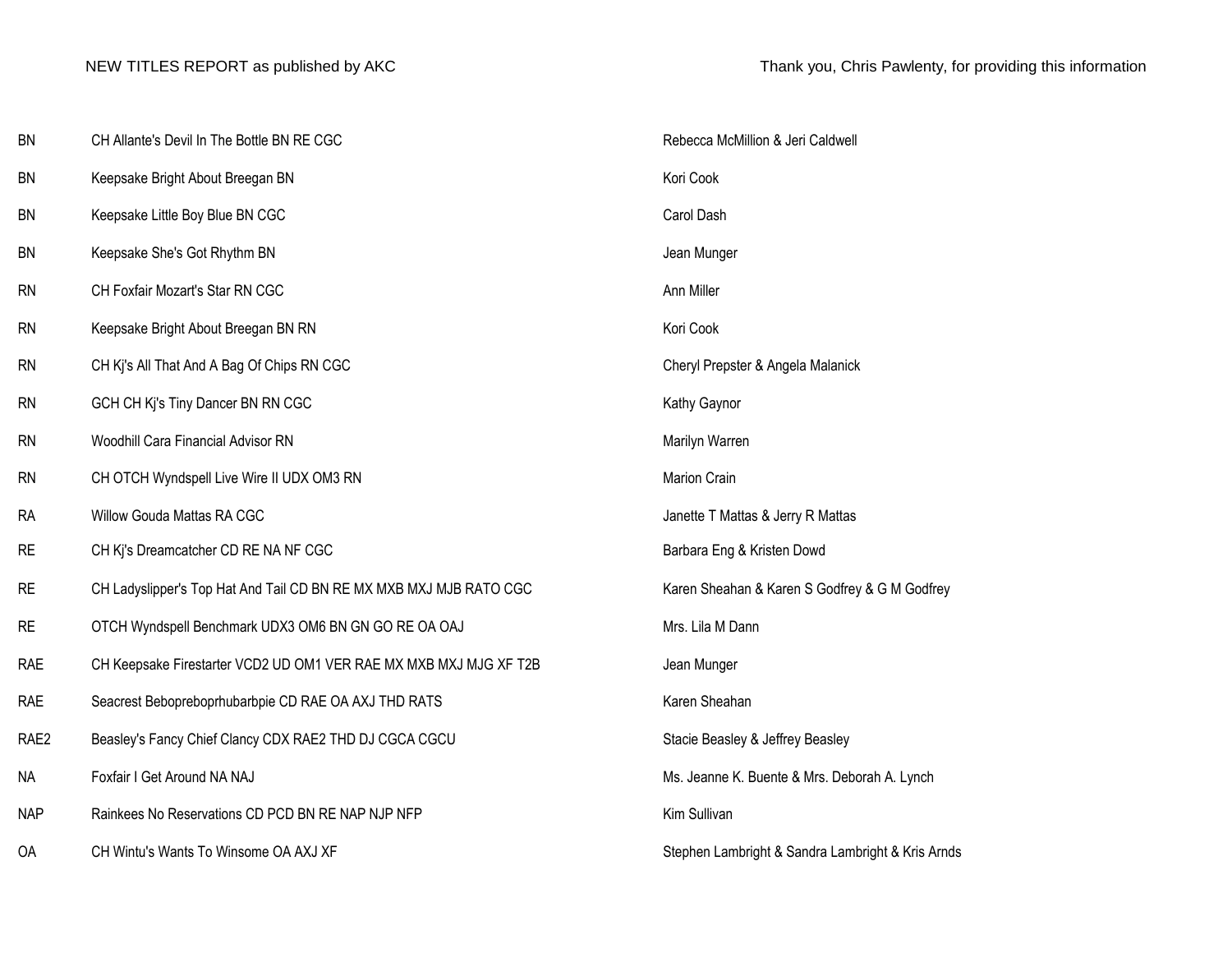NEW TITLES REPORT as published by AKC

Thank you, Chris Pawlenty, for providing this information

| | | |
|---|---|---|
| BN | CH Allante's Devil In The Bottle BN RE CGC | Rebecca McMillion & Jeri Caldwell |
| BN | Keepsake Bright About Breegan BN | Kori Cook |
| BN | Keepsake Little Boy Blue BN CGC | Carol Dash |
| BN | Keepsake She's Got Rhythm BN | Jean Munger |
| RN | CH Foxfair Mozart's Star RN CGC | Ann Miller |
| RN | Keepsake Bright About Breegan BN RN | Kori Cook |
| RN | CH Kj's All That And A Bag Of Chips RN CGC | Cheryl Prepster & Angela Malanick |
| RN | GCH CH Kj's Tiny Dancer BN RN CGC | Kathy Gaynor |
| RN | Woodhill Cara Financial Advisor RN | Marilyn Warren |
| RN | CH OTCH Wyndspell Live Wire II UDX OM3 RN | Marion Crain |
| RA | Willow Gouda Mattas RA CGC | Janette T Mattas & Jerry R Mattas |
| RE | CH Kj's Dreamcatcher CD RE NA NF CGC | Barbara Eng & Kristen Dowd |
| RE | CH Ladyslipper's Top Hat And Tail CD BN RE MX MXB MXJ MJB RATO CGC | Karen Sheahan & Karen S Godfrey & G M Godfrey |
| RE | OTCH Wyndspell Benchmark UDX3 OM6 BN GN GO RE OA OAJ | Mrs. Lila M Dann |
| RAE | CH Keepsake Firestarter VCD2 UD OM1 VER RAE MX MXB MXJ MJG XF T2B | Jean Munger |
| RAE | Seacrest Bebopreboprhubarbpie CD RAE OA AXJ THD RATS | Karen Sheahan |
| RAE2 | Beasley's Fancy Chief Clancy CDX RAE2 THD DJ CGCA CGCU | Stacie Beasley & Jeffrey Beasley |
| NA | Foxfair I Get Around NA NAJ | Ms. Jeanne K. Buente & Mrs. Deborah A. Lynch |
| NAP | Rainkees No Reservations CD PCD BN RE NAP NJP NFP | Kim Sullivan |
| OA | CH Wintu's Wants To Winsome OA AXJ XF | Stephen Lambright & Sandra Lambright & Kris Arnds |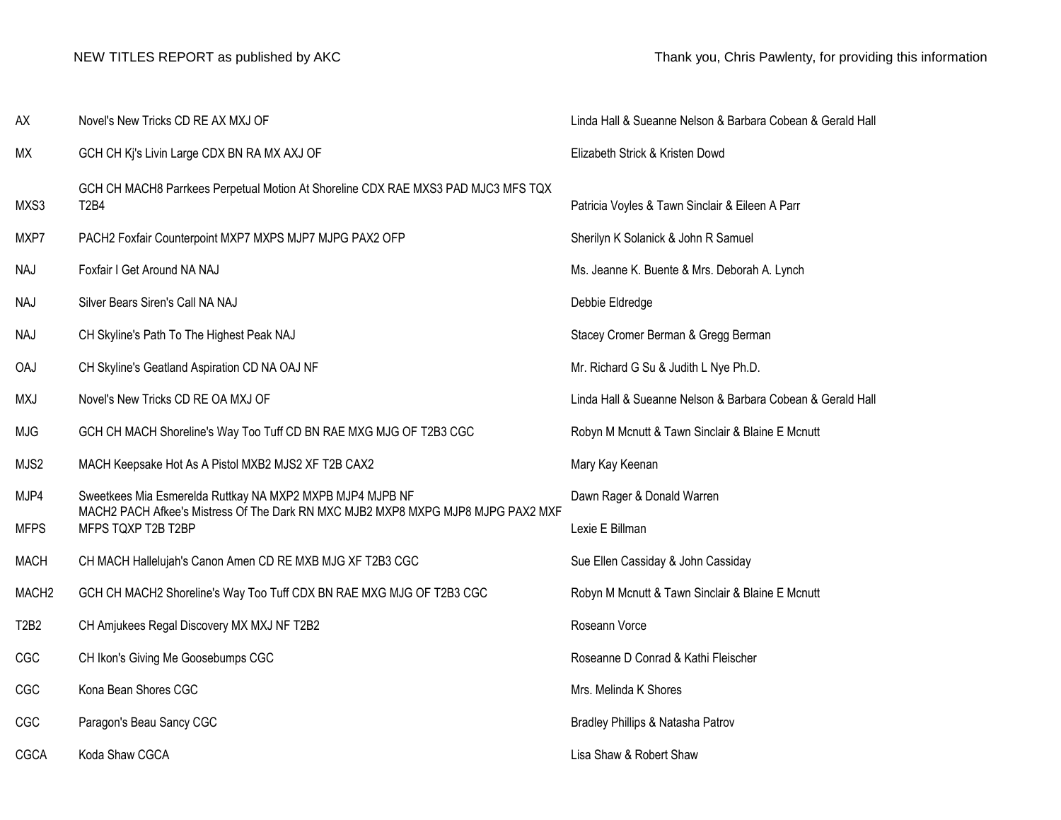NEW TITLES REPORT as published by AKC

Thank you, Chris Pawlenty, for providing this information

| | | |
|---|---|---|
| AX | Novel's New Tricks CD RE AX MXJ OF | Linda Hall & Sueanne Nelson & Barbara Cobean & Gerald Hall |
| MX | GCH CH Kj's Livin Large CDX BN RA MX AXJ OF | Elizabeth Strick & Kristen Dowd |
| MXS3 | GCH CH MACH8 Parrkees Perpetual Motion At Shoreline CDX RAE MXS3 PAD MJC3 MFS TQX T2B4 | Patricia Voyles & Tawn Sinclair & Eileen A Parr |
| MXP7 | PACH2 Foxfair Counterpoint MXP7 MXPS MJP7 MJPG PAX2 OFP | Sherilyn K Solanick & John R Samuel |
| NAJ | Foxfair I Get Around NA NAJ | Ms. Jeanne K. Buente & Mrs. Deborah A. Lynch |
| NAJ | Silver Bears Siren's Call NA NAJ | Debbie Eldredge |
| NAJ | CH Skyline's Path To The Highest Peak NAJ | Stacey Cromer Berman & Gregg Berman |
| OAJ | CH Skyline's Geatland Aspiration CD NA OAJ NF | Mr. Richard G Su & Judith L Nye Ph.D. |
| MXJ | Novel's New Tricks CD RE OA MXJ OF | Linda Hall & Sueanne Nelson & Barbara Cobean & Gerald Hall |
| MJG | GCH CH MACH Shoreline's Way Too Tuff CD BN RAE MXG MJG OF T2B3 CGC | Robyn M Mcnutt & Tawn Sinclair & Blaine E Mcnutt |
| MJS2 | MACH Keepsake Hot As A Pistol MXB2 MJS2 XF T2B CAX2 | Mary Kay Keenan |
| MJP4 | Sweetkees Mia Esmerelda Ruttkay NA MXP2 MXPB MJP4 MJPB NF | Dawn Rager & Donald Warren |
| MFPS | MACH2 PACH Afkee's Mistress Of The Dark RN MXC MJB2 MXP8 MXPG MJP8 MJPG PAX2 MXF MFPS TQXP T2B T2BP | Lexie E Billman |
| MACH | CH MACH Hallelujah's Canon Amen CD RE MXB MJG XF T2B3 CGC | Sue Ellen Cassiday & John Cassiday |
| MACH2 | GCH CH MACH2 Shoreline's Way Too Tuff CDX BN RAE MXG MJG OF T2B3 CGC | Robyn M Mcnutt & Tawn Sinclair & Blaine E Mcnutt |
| T2B2 | CH Amjukees Regal Discovery MX MXJ NF T2B2 | Roseann Vorce |
| CGC | CH Ikon's Giving Me Goosebumps CGC | Roseanne D Conrad & Kathi Fleischer |
| CGC | Kona Bean Shores CGC | Mrs. Melinda K Shores |
| CGC | Paragon's Beau Sancy CGC | Bradley Phillips & Natasha Patrov |
| CGCA | Koda Shaw CGCA | Lisa Shaw & Robert Shaw |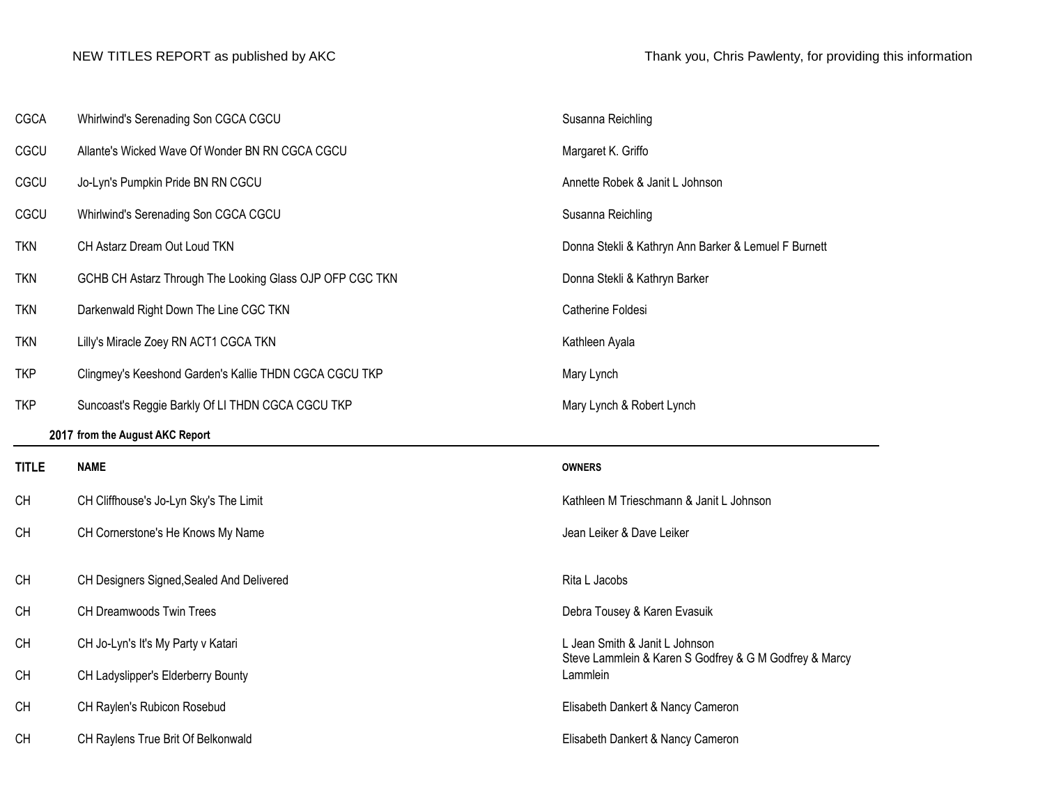| | | |
|---|---|---|
| CGCA | Whirlwind's Serenading Son CGCA CGCU | Susanna Reichling |
| CGCU | Allante's Wicked Wave Of Wonder BN RN CGCA CGCU | Margaret K. Griffo |
| CGCU | Jo-Lyn's Pumpkin Pride BN RN CGCU | Annette Robek & Janit L Johnson |
| CGCU | Whirlwind's Serenading Son CGCA CGCU | Susanna Reichling |
| TKN | CH Astarz Dream Out Loud TKN | Donna Stekli & Kathryn Ann Barker & Lemuel F Burnett |
| TKN | GCHB CH Astarz Through The Looking Glass OJP OFP CGC TKN | Donna Stekli & Kathryn Barker |
| TKN | Darkenwald Right Down The Line CGC TKN | Catherine Foldesi |
| TKN | Lilly's Miracle Zoey RN ACT1 CGCA TKN | Kathleen Ayala |
| TKP | Clingmey's Keeshond Garden's Kallie THDN CGCA CGCU TKP | Mary Lynch |
| TKP | Suncoast's Reggie Barkly Of LI THDN CGCA CGCU TKP | Mary Lynch & Robert Lynch |

**2017 from the August AKC Report**

| TITLE | NAME | OWNERS |
|---|---|---|
| CH | CH Cliffhouse's Jo-Lyn Sky's The Limit | Kathleen M Trieschmann & Janit L Johnson |
| CH | CH Cornerstone's He Knows My Name | Jean Leiker & Dave Leiker |
| CH | CH Designers Signed,Sealed And Delivered | Rita L Jacobs |
| CH | CH Dreamwoods Twin Trees | Debra Tousey & Karen Evasuik |
| CH | CH Jo-Lyn's It's My Party v Katari | L Jean Smith & Janit L Johnson |
| CH | CH Ladyslipper's Elderberry Bounty | Steve Lammlein & Karen S Godfrey & G M Godfrey & Marcy Lammlein |
| CH | CH Raylen's Rubicon Rosebud | Elisabeth Dankert & Nancy Cameron |
| CH | CH Raylens True Brit Of Belkonwald | Elisabeth Dankert & Nancy Cameron |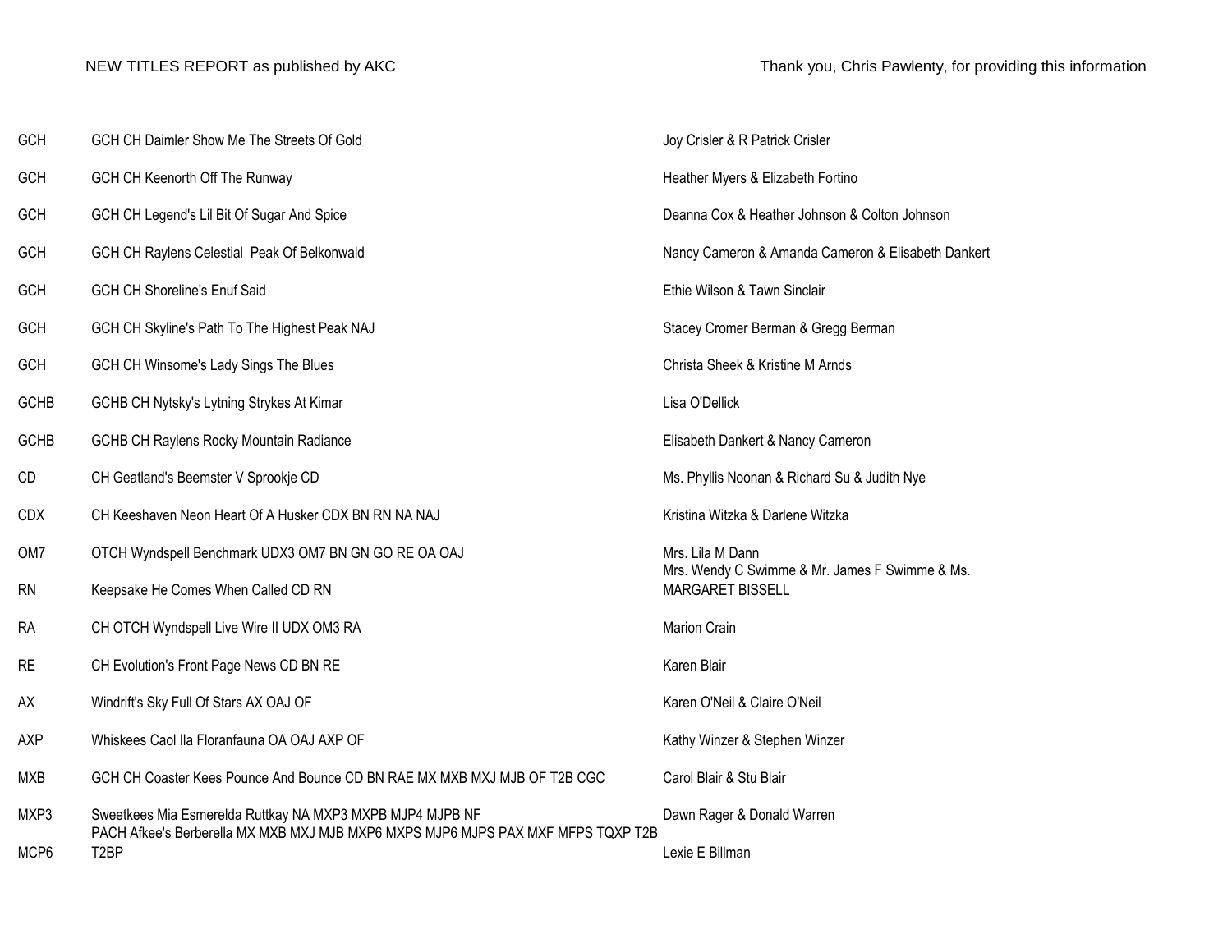NEW TITLES REPORT as published by AKC

Thank you, Chris Pawlenty, for providing this information

| | | |
|---|---|---|
| GCH | GCH CH Daimler Show Me The Streets Of Gold | Joy Crisler & R Patrick Crisler |
| GCH | GCH CH Keenorth Off The Runway | Heather Myers & Elizabeth Fortino |
| GCH | GCH CH Legend's Lil Bit Of Sugar And Spice | Deanna Cox & Heather Johnson & Colton Johnson |
| GCH | GCH CH Raylens Celestial Peak Of Belkonwald | Nancy Cameron & Amanda Cameron & Elisabeth Dankert |
| GCH | GCH CH Shoreline's Enuf Said | Ethie Wilson & Tawn Sinclair |
| GCH | GCH CH Skyline's Path To The Highest Peak NAJ | Stacey Cromer Berman & Gregg Berman |
| GCH | GCH CH Winsome's Lady Sings The Blues | Christa Sheek & Kristine M Arnds |
| GCHB | GCHB CH Nytsky's Lytning Strykes At Kimar | Lisa O'Dellick |
| GCHB | GCHB CH Raylens Rocky Mountain Radiance | Elisabeth Dankert & Nancy Cameron |
| CD | CH Geatland's Beemster V Sprookje CD | Ms. Phyllis Noonan & Richard Su & Judith Nye |
| CDX | CH Keeshaven Neon Heart Of A Husker CDX BN RN NA NAJ | Kristina Witzka & Darlene Witzka |
| OM7 | OTCH Wyndspell Benchmark UDX3 OM7 BN GN GO RE OA OAJ | Mrs. Lila M Dann |
| RN | Keepsake He Comes When Called CD RN | Mrs. Wendy C Swimme & Mr. James F Swimme & Ms. MARGARET BISSELL |
| RA | CH OTCH Wyndspell Live Wire II UDX OM3 RA | Marion Crain |
| RE | CH Evolution's Front Page News CD BN RE | Karen Blair |
| AX | Windrift's Sky Full Of Stars AX OAJ OF | Karen O'Neil & Claire O'Neil |
| AXP | Whiskees Caol Ila Floranfauna OA OAJ AXP OF | Kathy Winzer & Stephen Winzer |
| MXB | GCH CH Coaster Kees Pounce And Bounce CD BN RAE MX MXB MXJ MJB OF T2B CGC | Carol Blair & Stu Blair |
| MXP3 | Sweetkees Mia Esmerelda Ruttkay NA MXP3 MXPB MJP4 MJPB NF | Dawn Rager & Donald Warren |
| MCP6 | PACH Afkee's Berberella MX MXB MXJ MJB MXP6 MXPS MJP6 MJPS PAX MXF MFPS TQXP T2B T2BP | Lexie E Billman |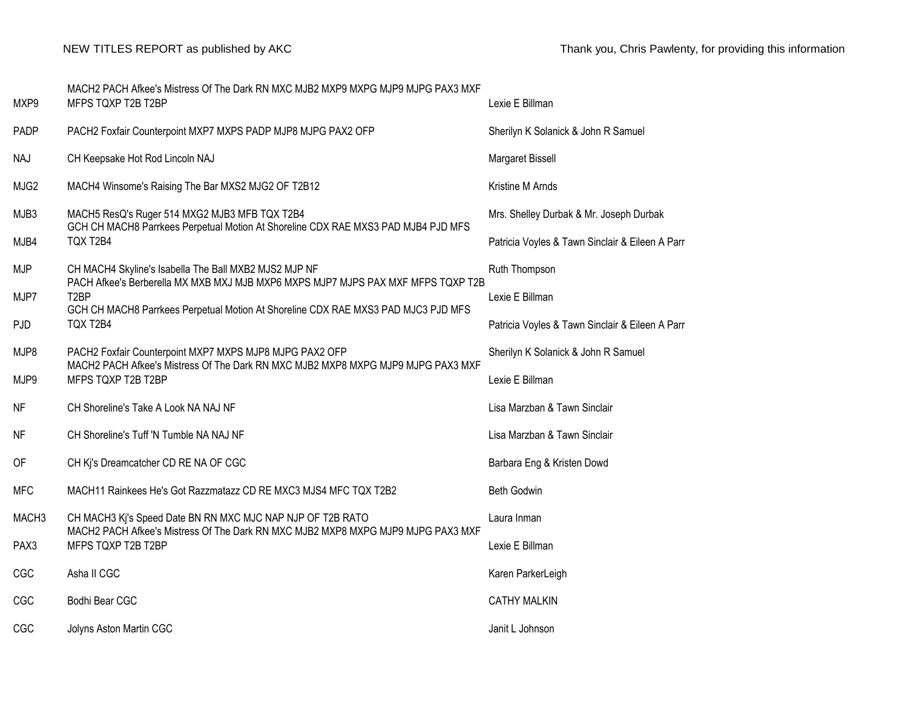| | | |
|---|---|---|
| MXP9 | MACH2 PACH Afkee's Mistress Of The Dark RN MXC MJB2 MXP9 MXPG MJP9 MJPG PAX3 MXF MFPS TQXP T2B T2BP | Lexie E Billman |
| PADP | PACH2 Foxfair Counterpoint MXP7 MXPS PADP MJP8 MJPG PAX2 OFP | Sherilyn K Solanick & John R Samuel |
| NAJ | CH Keepsake Hot Rod Lincoln NAJ | Margaret Bissell |
| MJG2 | MACH4 Winsome's Raising The Bar MXS2 MJG2 OF T2B12 | Kristine M Arnds |
| MJB3 | MACH5 ResQ's Ruger 514 MXG2 MJB3 MFB TQX T2B4 | Mrs. Shelley Durbak & Mr. Joseph Durbak |
| MJB4 | GCH CH MACH8 Parrkees Perpetual Motion At Shoreline CDX RAE MXS3 PAD MJB4 PJD MFS TQX T2B4 | Patricia Voyles & Tawn Sinclair & Eileen A Parr |
| MJP | CH MACH4 Skyline's Isabella The Ball MXB2 MJS2 MJP NF | Ruth Thompson |
| MJP7 | PACH Afkee's Berberella MX MXB MXJ MJB MXP6 MXPS MJP7 MJPS PAX MXF MFPS TQXP T2B T2BP | Lexie E Billman |
| PJD | GCH CH MACH8 Parrkees Perpetual Motion At Shoreline CDX RAE MXS3 PAD MJC3 PJD MFS TQX T2B4 | Patricia Voyles & Tawn Sinclair & Eileen A Parr |
| MJP8 | PACH2 Foxfair Counterpoint MXP7 MXPS MJP8 MJPG PAX2 OFP | Sherilyn K Solanick & John R Samuel |
| MJP9 | MACH2 PACH Afkee's Mistress Of The Dark RN MXC MJB2 MXP8 MXPG MJP9 MJPG PAX3 MXF MFPS TQXP T2B T2BP | Lexie E Billman |
| NF | CH Shoreline's Take A Look NA NAJ NF | Lisa Marzban & Tawn Sinclair |
| NF | CH Shoreline's Tuff 'N Tumble NA NAJ NF | Lisa Marzban & Tawn Sinclair |
| OF | CH Kj's Dreamcatcher CD RE NA OF CGC | Barbara Eng & Kristen Dowd |
| MFC | MACH11 Rainkees He's Got Razzmatazz CD RE MXC3 MJS4 MFC TQX T2B2 | Beth Godwin |
| MACH3 | CH MACH3 Kj's Speed Date BN RN MXC MJC NAP NJP OF T2B RATO | Laura Inman |
| PAX3 | MACH2 PACH Afkee's Mistress Of The Dark RN MXC MJB2 MXP8 MXPG MJP9 MJPG PAX3 MXF MFPS TQXP T2B T2BP | Lexie E Billman |
| CGC | Asha II CGC | Karen ParkerLeigh |
| CGC | Bodhi Bear CGC | CATHY MALKIN |
| CGC | Jolyns Aston Martin CGC | Janit L Johnson |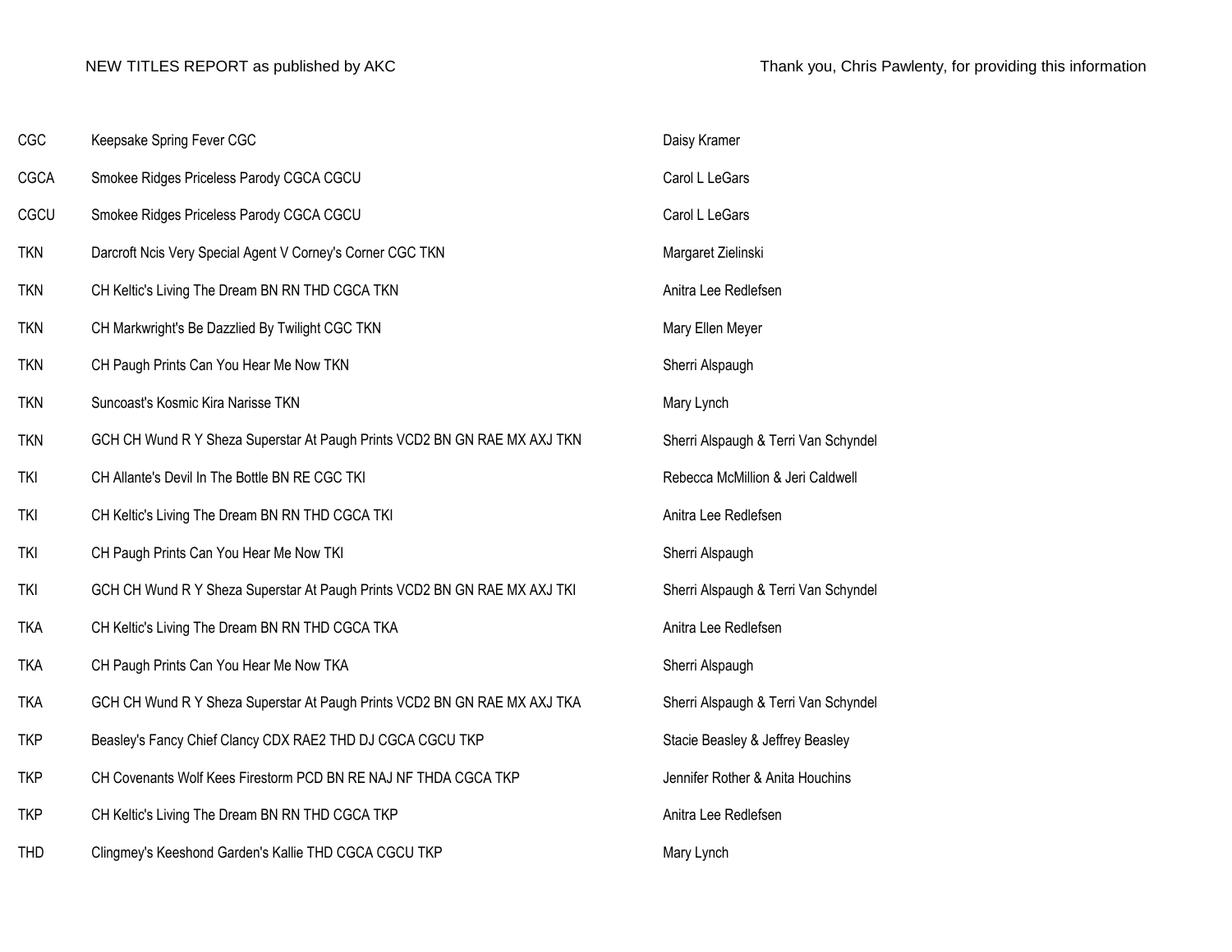NEW TITLES REPORT as published by AKC

Thank you, Chris Pawlenty, for providing this information

| | | |
|---|---|---|
| CGC | Keepsake Spring Fever CGC | Daisy Kramer |
| CGCA | Smokee Ridges Priceless Parody CGCA CGCU | Carol L LeGars |
| CGCU | Smokee Ridges Priceless Parody CGCA CGCU | Carol L LeGars |
| TKN | Darcroft Ncis Very Special Agent V Corney's Corner CGC TKN | Margaret Zielinski |
| TKN | CH Keltic's Living The Dream BN RN THD CGCA TKN | Anitra Lee Redlefsen |
| TKN | CH Markwright's Be Dazzlied By Twilight CGC TKN | Mary Ellen Meyer |
| TKN | CH Paugh Prints Can You Hear Me Now TKN | Sherri Alspaugh |
| TKN | Suncoast's Kosmic Kira Narisse TKN | Mary Lynch |
| TKN | GCH CH Wund R Y Sheza Superstar At Paugh Prints VCD2 BN GN RAE MX AXJ TKN | Sherri Alspaugh & Terri Van Schyndel |
| TKI | CH Allante's Devil In The Bottle BN RE CGC TKI | Rebecca McMillion & Jeri Caldwell |
| TKI | CH Keltic's Living The Dream BN RN THD CGCA TKI | Anitra Lee Redlefsen |
| TKI | CH Paugh Prints Can You Hear Me Now TKI | Sherri Alspaugh |
| TKI | GCH CH Wund R Y Sheza Superstar At Paugh Prints VCD2 BN GN RAE MX AXJ TKI | Sherri Alspaugh & Terri Van Schyndel |
| TKA | CH Keltic's Living The Dream BN RN THD CGCA TKA | Anitra Lee Redlefsen |
| TKA | CH Paugh Prints Can You Hear Me Now TKA | Sherri Alspaugh |
| TKA | GCH CH Wund R Y Sheza Superstar At Paugh Prints VCD2 BN GN RAE MX AXJ TKA | Sherri Alspaugh & Terri Van Schyndel |
| TKP | Beasley's Fancy Chief Clancy CDX RAE2 THD DJ CGCA CGCU TKP | Stacie Beasley & Jeffrey Beasley |
| TKP | CH Covenants Wolf Kees Firestorm PCD BN RE NAJ NF THDA CGCA TKP | Jennifer Rother & Anita Houchins |
| TKP | CH Keltic's Living The Dream BN RN THD CGCA TKP | Anitra Lee Redlefsen |
| THD | Clingmey's Keeshond Garden's Kallie THD CGCA CGCU TKP | Mary Lynch |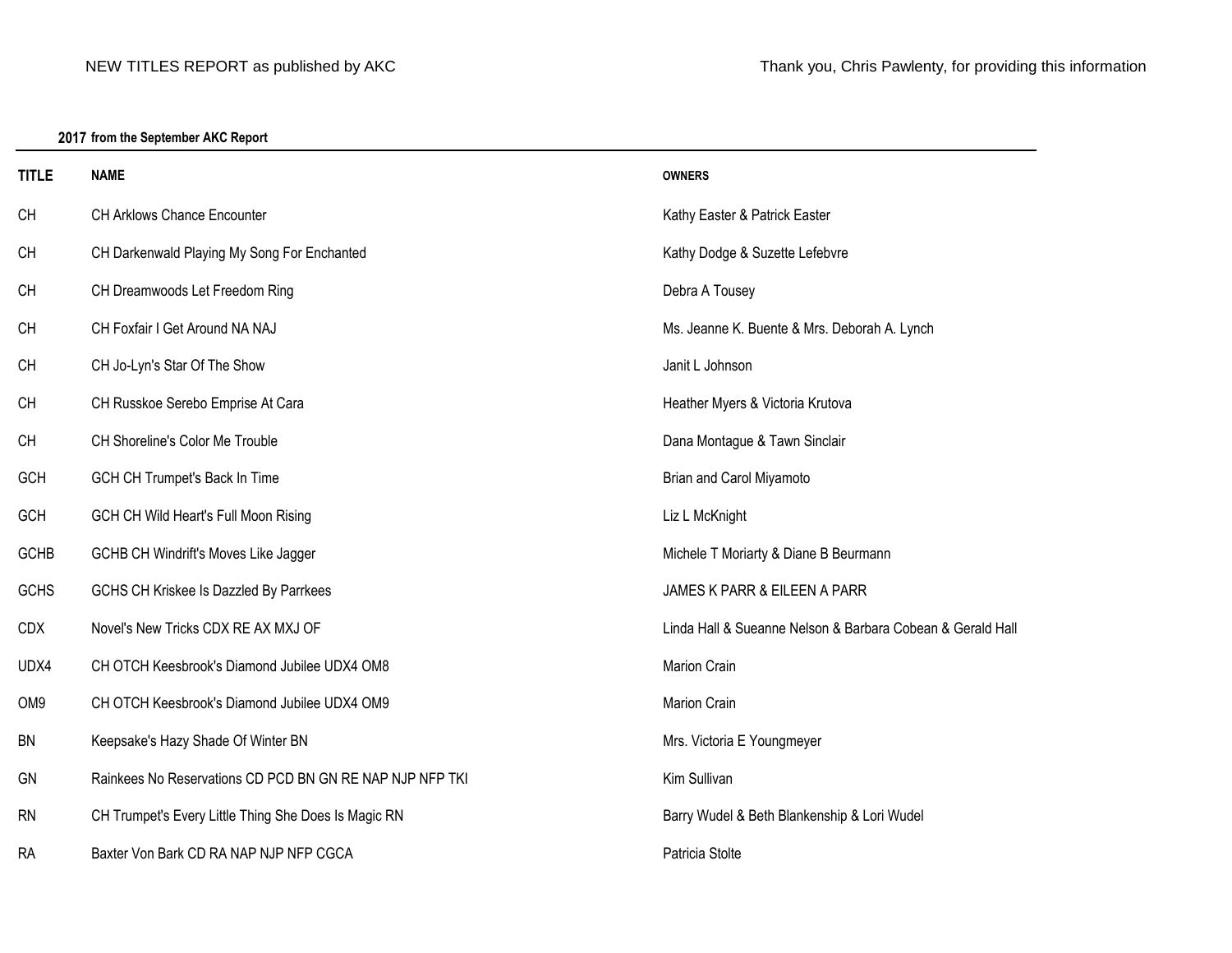NEW TITLES REPORT as published by AKC

Thank you, Chris Pawlenty, for providing this information

**2017 from the September AKC Report**

| TITLE | NAME | OWNERS |
|---|---|---|
| CH | CH Arklows Chance Encounter | Kathy Easter & Patrick Easter |
| CH | CH Darkenwald Playing My Song For Enchanted | Kathy Dodge & Suzette Lefebvre |
| CH | CH Dreamwoods Let Freedom Ring | Debra A Tousey |
| CH | CH Foxfair I Get Around NA NAJ | Ms. Jeanne K. Buente & Mrs. Deborah A. Lynch |
| CH | CH Jo-Lyn's Star Of The Show | Janit L Johnson |
| CH | CH Russkoe Serebo Emprise At Cara | Heather Myers & Victoria Krutova |
| CH | CH Shoreline's Color Me Trouble | Dana Montague & Tawn Sinclair |
| GCH | GCH CH Trumpet's Back In Time | Brian and Carol Miyamoto |
| GCH | GCH CH Wild Heart's Full Moon Rising | Liz L McKnight |
| GCHB | GCHB CH Windrift's Moves Like Jagger | Michele T Moriarty & Diane B Beurmann |
| GCHS | GCHS CH Kriskee Is Dazzled By Parrkees | JAMES K PARR & EILEEN A PARR |
| CDX | Novel's New Tricks CDX RE AX MXJ OF | Linda Hall & Sueanne Nelson & Barbara Cobean & Gerald Hall |
| UDX4 | CH OTCH Keesbrook's Diamond Jubilee UDX4 OM8 | Marion Crain |
| OM9 | CH OTCH Keesbrook's Diamond Jubilee UDX4 OM9 | Marion Crain |
| BN | Keepsake's Hazy Shade Of Winter BN | Mrs. Victoria E Youngmeyer |
| GN | Rainkees No Reservations CD PCD BN GN RE NAP NJP NFP TKI | Kim Sullivan |
| RN | CH Trumpet's Every Little Thing She Does Is Magic RN | Barry Wudel & Beth Blankenship & Lori Wudel |
| RA | Baxter Von Bark CD RA NAP NJP NFP CGCA | Patricia Stolte |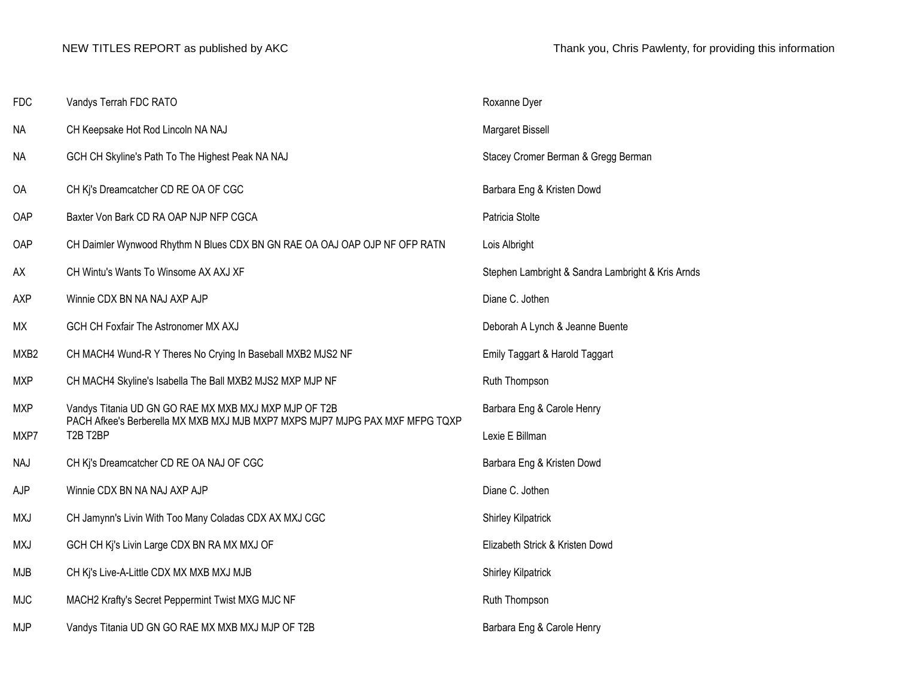NEW TITLES REPORT as published by AKC — Thank you, Chris Pawlenty, for providing this information

| | | |
|---|---|---|
| FDC | Vandys Terrah FDC RATO | Roxanne Dyer |
| NA | CH Keepsake Hot Rod Lincoln NA NAJ | Margaret Bissell |
| NA | GCH CH Skyline's Path To The Highest Peak NA NAJ | Stacey Cromer Berman & Gregg Berman |
| OA | CH Kj's Dreamcatcher CD RE OA OF CGC | Barbara Eng & Kristen Dowd |
| OAP | Baxter Von Bark CD RA OAP NJP NFP CGCA | Patricia Stolte |
| OAP | CH Daimler Wynwood Rhythm N Blues CDX BN GN RAE OA OAJ OAP OJP NF OFP RATN | Lois Albright |
| AX | CH Wintu's Wants To Winsome AX AXJ XF | Stephen Lambright & Sandra Lambright & Kris Arnds |
| AXP | Winnie CDX BN NA NAJ AXP AJP | Diane C. Jothen |
| MX | GCH CH Foxfair The Astronomer MX AXJ | Deborah A Lynch & Jeanne Buente |
| MXB2 | CH MACH4 Wund-R Y Theres No Crying In Baseball MXB2 MJS2 NF | Emily Taggart & Harold Taggart |
| MXP | CH MACH4 Skyline's Isabella The Ball MXB2 MJS2 MXP MJP NF | Ruth Thompson |
| MXP | Vandys Titania UD GN GO RAE MX MXB MXJ MXP MJP OF T2B | Barbara Eng & Carole Henry |
| MXP7 | PACH Afkee's Berberella MX MXB MXJ MJB MXP7 MXPS MJP7 MJPG PAX MXF MFPG TQXP T2B T2BP | Lexie E Billman |
| NAJ | CH Kj's Dreamcatcher CD RE OA NAJ OF CGC | Barbara Eng & Kristen Dowd |
| AJP | Winnie CDX BN NA NAJ AXP AJP | Diane C. Jothen |
| MXJ | CH Jamynn's Livin With Too Many Coladas CDX AX MXJ CGC | Shirley Kilpatrick |
| MXJ | GCH CH Kj's Livin Large CDX BN RA MX MXJ OF | Elizabeth Strick & Kristen Dowd |
| MJB | CH Kj's Live-A-Little CDX MX MXB MXJ MJB | Shirley Kilpatrick |
| MJC | MACH2 Krafty's Secret Peppermint Twist MXG MJC NF | Ruth Thompson |
| MJP | Vandys Titania UD GN GO RAE MX MXB MXJ MJP OF T2B | Barbara Eng & Carole Henry |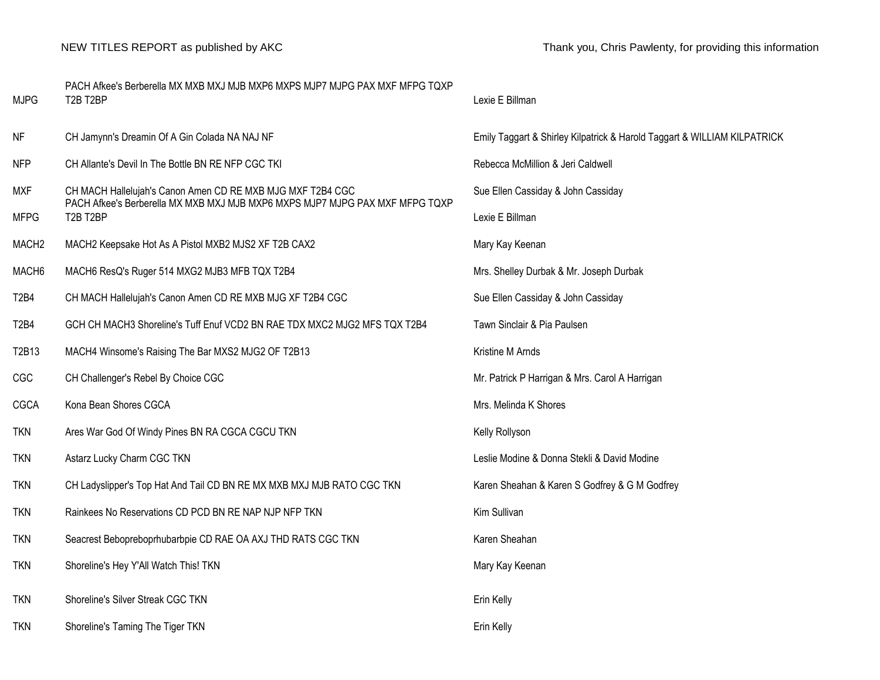NEW TITLES REPORT as published by AKC

Thank you, Chris Pawlenty, for providing this information

| | | |
|---|---|---|
| MJPG | PACH Afkee's Berberella MX MXB MXJ MJB MXP6 MXPS MJP7 MJPG PAX MXF MFPG TQXP T2B T2BP | Lexie E Billman |
| NF | CH Jamynn's Dreamin Of A Gin Colada NA NAJ NF | Emily Taggart & Shirley Kilpatrick & Harold Taggart & WILLIAM KILPATRICK |
| NFP | CH Allante's Devil In The Bottle BN RE NFP CGC TKI | Rebecca McMillion & Jeri Caldwell |
| MXF | CH MACH Hallelujah's Canon Amen CD RE MXB MJG MXF T2B4 CGC | Sue Ellen Cassiday & John Cassiday |
| MFPG | PACH Afkee's Berberella MX MXB MXJ MJB MXP6 MXPS MJP7 MJPG PAX MXF MFPG TQXP T2B T2BP | Lexie E Billman |
| MACH2 | MACH2 Keepsake Hot As A Pistol MXB2 MJS2 XF T2B CAX2 | Mary Kay Keenan |
| MACH6 | MACH6 ResQ's Ruger 514 MXG2 MJB3 MFB TQX T2B4 | Mrs. Shelley Durbak & Mr. Joseph Durbak |
| T2B4 | CH MACH Hallelujah's Canon Amen CD RE MXB MJG XF T2B4 CGC | Sue Ellen Cassiday & John Cassiday |
| T2B4 | GCH CH MACH3 Shoreline's Tuff Enuf VCD2 BN RAE TDX MXC2 MJG2 MFS TQX T2B4 | Tawn Sinclair & Pia Paulsen |
| T2B13 | MACH4 Winsome's Raising The Bar MXS2 MJG2 OF T2B13 | Kristine M Arnds |
| CGC | CH Challenger's Rebel By Choice CGC | Mr. Patrick P Harrigan & Mrs. Carol A Harrigan |
| CGCA | Kona Bean Shores CGCA | Mrs. Melinda K Shores |
| TKN | Ares War God Of Windy Pines BN RA CGCA CGCU TKN | Kelly Rollyson |
| TKN | Astarz Lucky Charm CGC TKN | Leslie Modine & Donna Stekli & David Modine |
| TKN | CH Ladyslipper's Top Hat And Tail CD BN RE MX MXB MXJ MJB RATO CGC TKN | Karen Sheahan & Karen S Godfrey & G M Godfrey |
| TKN | Rainkees No Reservations CD PCD BN RE NAP NJP NFP TKN | Kim Sullivan |
| TKN | Seacrest Bebopreboprhubarbpie CD RAE OA AXJ THD RATS CGC TKN | Karen Sheahan |
| TKN | Shoreline's Hey Y'All Watch This! TKN | Mary Kay Keenan |
| TKN | Shoreline's Silver Streak CGC TKN | Erin Kelly |
| TKN | Shoreline's Taming The Tiger TKN | Erin Kelly |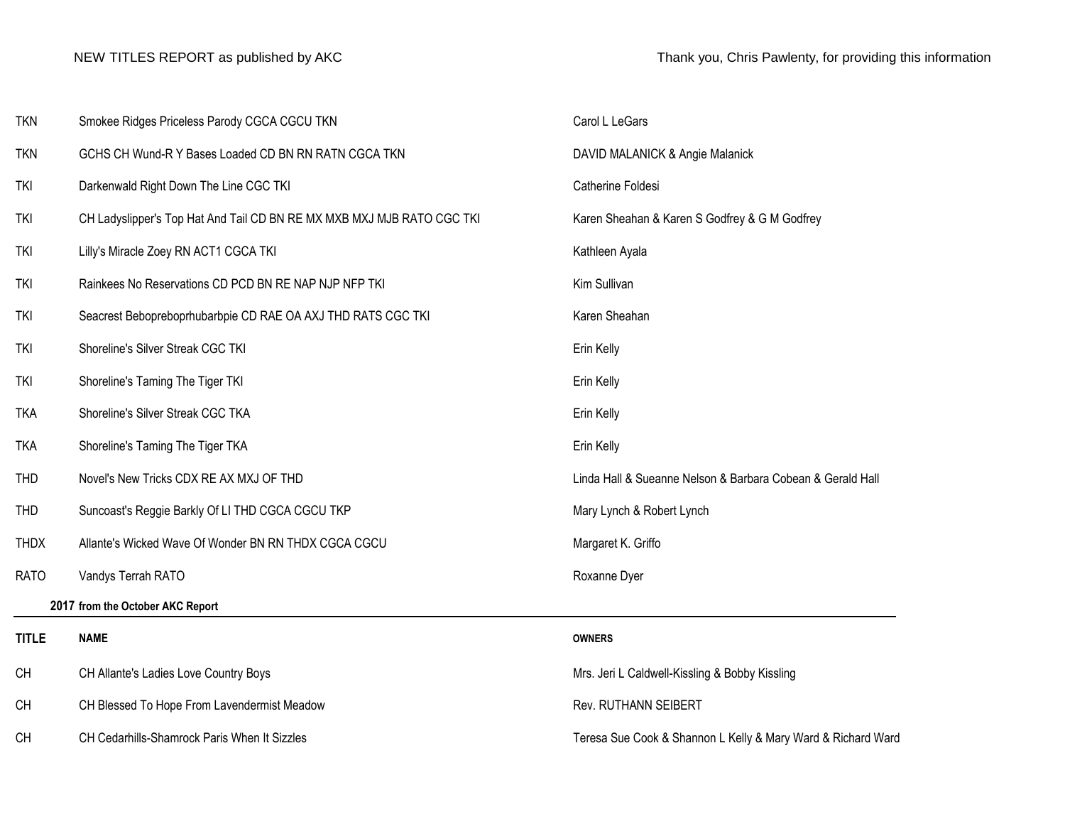| | | |
|---|---|---|
| TKN | Smokee Ridges Priceless Parody CGCA CGCU TKN | Carol L LeGars |
| TKN | GCHS CH Wund-R Y Bases Loaded CD BN RN RATN CGCA TKN | DAVID MALANICK & Angie Malanick |
| TKI | Darkenwald Right Down The Line CGC TKI | Catherine Foldesi |
| TKI | CH Ladyslipper's Top Hat And Tail CD BN RE MX MXB MXJ MJB RATO CGC TKI | Karen Sheahan & Karen S Godfrey & G M Godfrey |
| TKI | Lilly's Miracle Zoey RN ACT1 CGCA TKI | Kathleen Ayala |
| TKI | Rainkees No Reservations CD PCD BN RE NAP NJP NFP TKI | Kim Sullivan |
| TKI | Seacrest Bebopreboprhubarbpie CD RAE OA AXJ THD RATS CGC TKI | Karen Sheahan |
| TKI | Shoreline's Silver Streak CGC TKI | Erin Kelly |
| TKI | Shoreline's Taming The Tiger TKI | Erin Kelly |
| TKA | Shoreline's Silver Streak CGC TKA | Erin Kelly |
| TKA | Shoreline's Taming The Tiger TKA | Erin Kelly |
| THD | Novel's New Tricks CDX RE AX MXJ OF THD | Linda Hall & Sueanne Nelson & Barbara Cobean & Gerald Hall |
| THD | Suncoast's Reggie Barkly Of LI THD CGCA CGCU TKP | Mary Lynch & Robert Lynch |
| THDX | Allante's Wicked Wave Of Wonder BN RN THDX CGCA CGCU | Margaret K. Griffo |
| RATO | Vandys Terrah RATO | Roxanne Dyer |

**2017 from the October AKC Report**

| TITLE | NAME | OWNERS |
|---|---|---|
| CH | CH Allante's Ladies Love Country Boys | Mrs. Jeri L Caldwell-Kissling & Bobby Kissling |
| CH | CH Blessed To Hope From Lavendermist Meadow | Rev. RUTHANN SEIBERT |
| CH | CH Cedarhills-Shamrock Paris When It Sizzles | Teresa Sue Cook & Shannon L Kelly & Mary Ward & Richard Ward |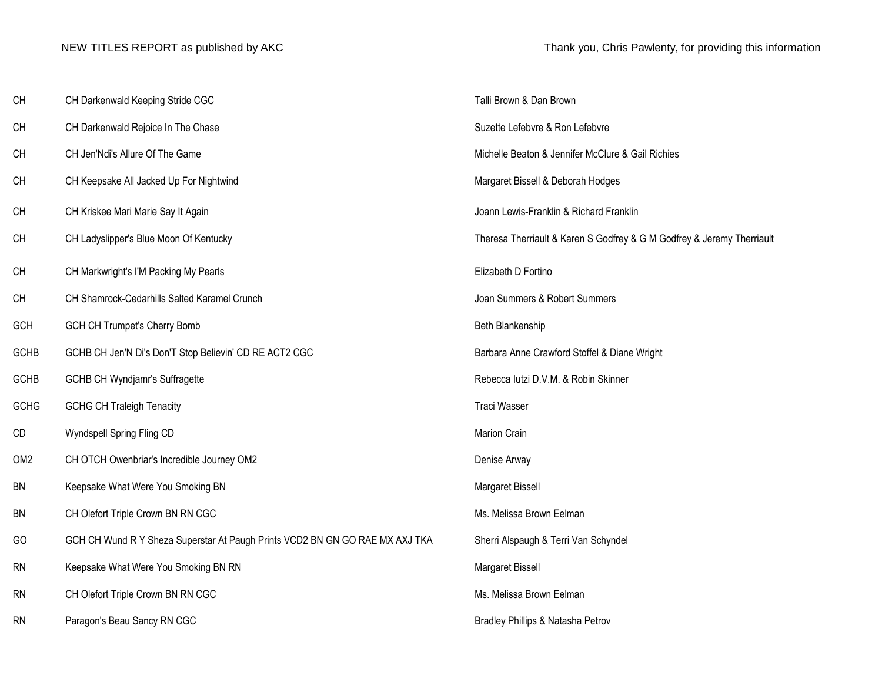NEW TITLES REPORT as published by AKC

Thank you, Chris Pawlenty, for providing this information

| | | |
|---|---|---|
| CH | CH Darkenwald Keeping Stride CGC | Talli Brown & Dan Brown |
| CH | CH Darkenwald Rejoice In The Chase | Suzette Lefebvre & Ron Lefebvre |
| CH | CH Jen'Ndi's Allure Of The Game | Michelle Beaton & Jennifer McClure & Gail Richies |
| CH | CH Keepsake All Jacked Up For Nightwind | Margaret Bissell & Deborah Hodges |
| CH | CH Kriskee Mari Marie Say It Again | Joann Lewis-Franklin & Richard Franklin |
| CH | CH Ladyslipper's Blue Moon Of Kentucky | Theresa Therriault & Karen S Godfrey & G M Godfrey & Jeremy Therriault |
| CH | CH Markwright's I'M Packing My Pearls | Elizabeth D Fortino |
| CH | CH Shamrock-Cedarhills Salted Karamel Crunch | Joan Summers & Robert Summers |
| GCH | GCH CH Trumpet's Cherry Bomb | Beth Blankenship |
| GCHB | GCHB CH Jen'N Di's Don'T Stop Believin' CD RE ACT2 CGC | Barbara Anne Crawford Stoffel & Diane Wright |
| GCHB | GCHB CH Wyndjamr's Suffragette | Rebecca Iutzi D.V.M. & Robin Skinner |
| GCHG | GCHG CH Traleigh Tenacity | Traci Wasser |
| CD | Wyndspell Spring Fling CD | Marion Crain |
| OM2 | CH OTCH Owenbriar's Incredible Journey OM2 | Denise Arway |
| BN | Keepsake What Were You Smoking BN | Margaret Bissell |
| BN | CH Olefort Triple Crown BN RN CGC | Ms. Melissa Brown Eelman |
| GO | GCH CH Wund R Y Sheza Superstar At Paugh Prints VCD2 BN GN GO RAE MX AXJ TKA | Sherri Alspaugh & Terri Van Schyndel |
| RN | Keepsake What Were You Smoking BN RN | Margaret Bissell |
| RN | CH Olefort Triple Crown BN RN CGC | Ms. Melissa Brown Eelman |
| RN | Paragon's Beau Sancy RN CGC | Bradley Phillips & Natasha Petrov |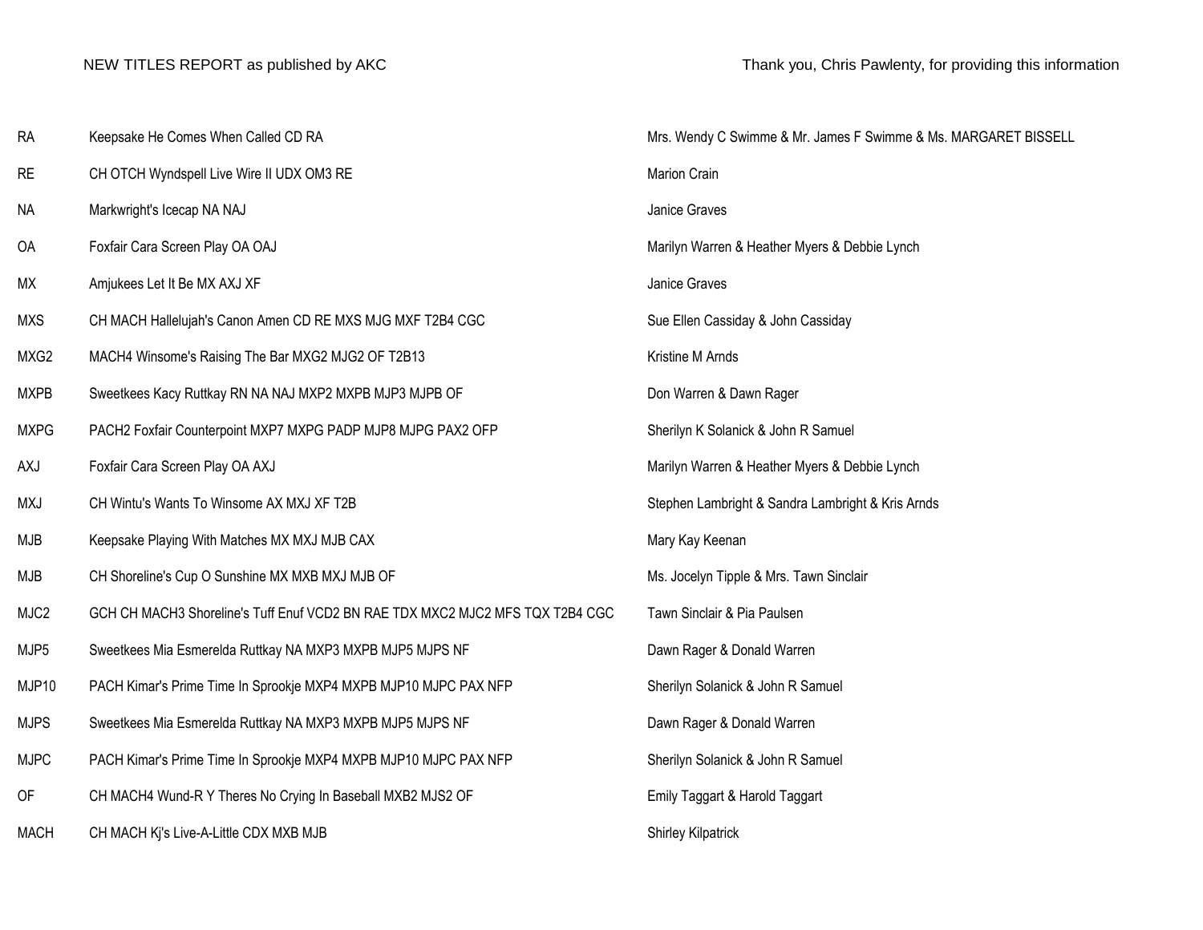NEW TITLES REPORT as published by AKC

Thank you, Chris Pawlenty, for providing this information

| | | |
|---|---|---|
| RA | Keepsake He Comes When Called CD RA | Mrs. Wendy C Swimme & Mr. James F Swimme & Ms. MARGARET BISSELL |
| RE | CH OTCH Wyndspell Live Wire II UDX OM3 RE | Marion Crain |
| NA | Markwright's Icecap NA NAJ | Janice Graves |
| OA | Foxfair Cara Screen Play OA OAJ | Marilyn Warren & Heather Myers & Debbie Lynch |
| MX | Amjukees Let It Be MX AXJ XF | Janice Graves |
| MXS | CH MACH Hallelujah's Canon Amen CD RE MXS MJG MXF T2B4 CGC | Sue Ellen Cassiday & John Cassiday |
| MXG2 | MACH4 Winsome's Raising The Bar MXG2 MJG2 OF T2B13 | Kristine M Arnds |
| MXPB | Sweetkees Kacy Ruttkay RN NA NAJ MXP2 MXPB MJP3 MJPB OF | Don Warren & Dawn Rager |
| MXPG | PACH2 Foxfair Counterpoint MXP7 MXPG PADP MJP8 MJPG PAX2 OFP | Sherilyn K Solanick & John R Samuel |
| AXJ | Foxfair Cara Screen Play OA AXJ | Marilyn Warren & Heather Myers & Debbie Lynch |
| MXJ | CH Wintu's Wants To Winsome AX MXJ XF T2B | Stephen Lambright & Sandra Lambright & Kris Arnds |
| MJB | Keepsake Playing With Matches MX MXJ MJB CAX | Mary Kay Keenan |
| MJB | CH Shoreline's Cup O Sunshine MX MXB MXJ MJB OF | Ms. Jocelyn Tipple & Mrs. Tawn Sinclair |
| MJC2 | GCH CH MACH3 Shoreline's Tuff Enuf VCD2 BN RAE TDX MXC2 MJC2 MFS TQX T2B4 CGC | Tawn Sinclair & Pia Paulsen |
| MJP5 | Sweetkees Mia Esmerelda Ruttkay NA MXP3 MXPB MJP5 MJPS NF | Dawn Rager & Donald Warren |
| MJP10 | PACH Kimar's Prime Time In Sprookje MXP4 MXPB MJP10 MJPC PAX NFP | Sherilyn Solanick & John R Samuel |
| MJPS | Sweetkees Mia Esmerelda Ruttkay NA MXP3 MXPB MJP5 MJPS NF | Dawn Rager & Donald Warren |
| MJPC | PACH Kimar's Prime Time In Sprookje MXP4 MXPB MJP10 MJPC PAX NFP | Sherilyn Solanick & John R Samuel |
| OF | CH MACH4 Wund-R Y Theres No Crying In Baseball MXB2 MJS2 OF | Emily Taggart & Harold Taggart |
| MACH | CH MACH Kj's Live-A-Little CDX MXB MJB | Shirley Kilpatrick |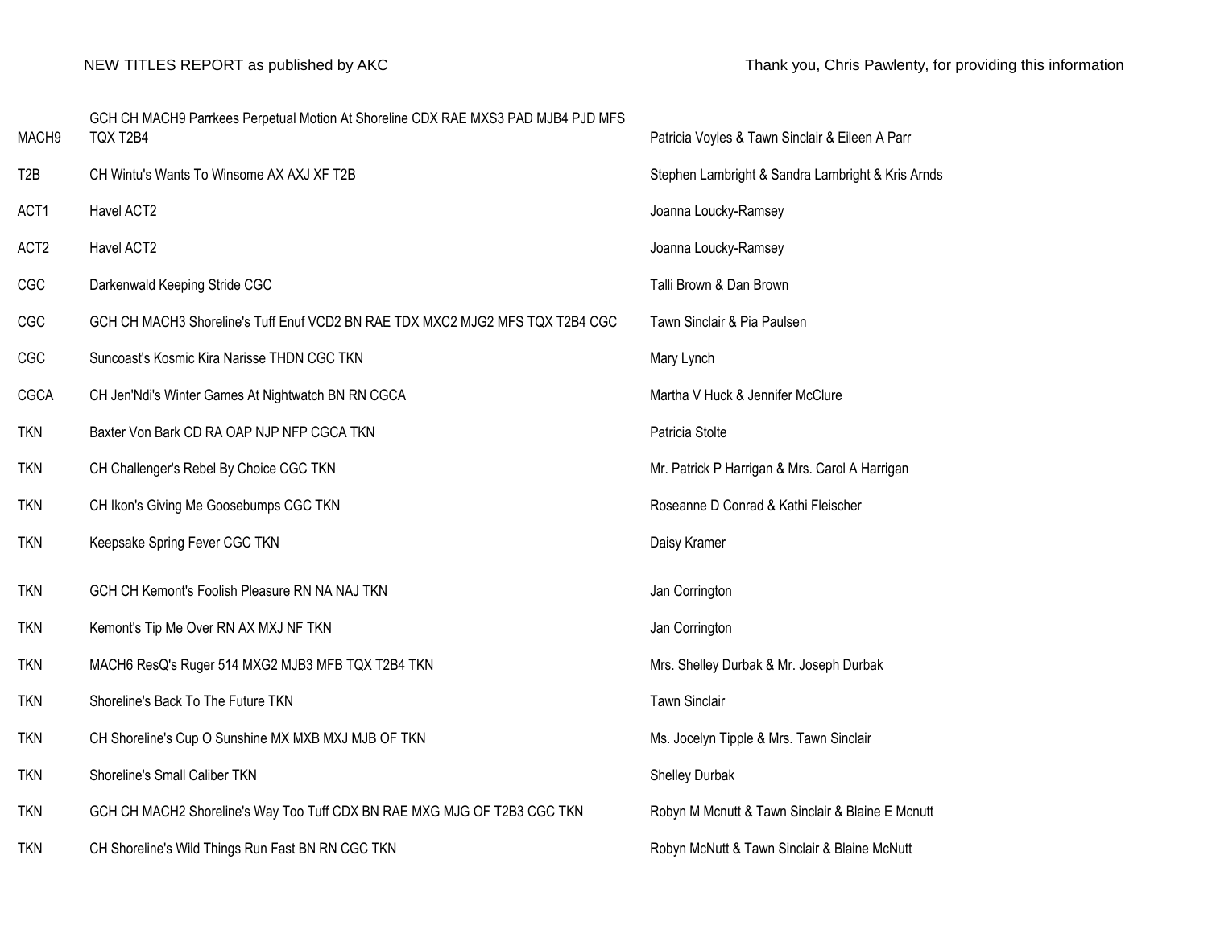NEW TITLES REPORT as published by AKC

Thank you, Chris Pawlenty, for providing this information

| | | |
|---|---|---|
| MACH9 | GCH CH MACH9 Parrkees Perpetual Motion At Shoreline CDX RAE MXS3 PAD MJB4 PJD MFS TQX T2B4 | Patricia Voyles & Tawn Sinclair & Eileen A Parr |
| T2B | CH Wintu's Wants To Winsome AX AXJ XF T2B | Stephen Lambright & Sandra Lambright & Kris Arnds |
| ACT1 | Havel ACT2 | Joanna Loucky-Ramsey |
| ACT2 | Havel ACT2 | Joanna Loucky-Ramsey |
| CGC | Darkenwald Keeping Stride CGC | Talli Brown & Dan Brown |
| CGC | GCH CH MACH3 Shoreline's Tuff Enuf VCD2 BN RAE TDX MXC2 MJG2 MFS TQX T2B4 CGC | Tawn Sinclair & Pia Paulsen |
| CGC | Suncoast's Kosmic Kira Narisse THDN CGC TKN | Mary Lynch |
| CGCA | CH Jen'Ndi's Winter Games At Nightwatch BN RN CGCA | Martha V Huck & Jennifer McClure |
| TKN | Baxter Von Bark CD RA OAP NJP NFP CGCA TKN | Patricia Stolte |
| TKN | CH Challenger's Rebel By Choice CGC TKN | Mr. Patrick P Harrigan & Mrs. Carol A Harrigan |
| TKN | CH Ikon's Giving Me Goosebumps CGC TKN | Roseanne D Conrad & Kathi Fleischer |
| TKN | Keepsake Spring Fever CGC TKN | Daisy Kramer |
| TKN | GCH CH Kemont's Foolish Pleasure RN NA NAJ TKN | Jan Corrington |
| TKN | Kemont's Tip Me Over RN AX MXJ NF TKN | Jan Corrington |
| TKN | MACH6 ResQ's Ruger 514 MXG2 MJB3 MFB TQX T2B4 TKN | Mrs. Shelley Durbak & Mr. Joseph Durbak |
| TKN | Shoreline's Back To The Future TKN | Tawn Sinclair |
| TKN | CH Shoreline's Cup O Sunshine MX MXB MXJ MJB OF TKN | Ms. Jocelyn Tipple & Mrs. Tawn Sinclair |
| TKN | Shoreline's Small Caliber TKN | Shelley Durbak |
| TKN | GCH CH MACH2 Shoreline's Way Too Tuff CDX BN RAE MXG MJG OF T2B3 CGC TKN | Robyn M Mcnutt & Tawn Sinclair & Blaine E Mcnutt |
| TKN | CH Shoreline's Wild Things Run Fast BN RN CGC TKN | Robyn McNutt & Tawn Sinclair & Blaine McNutt |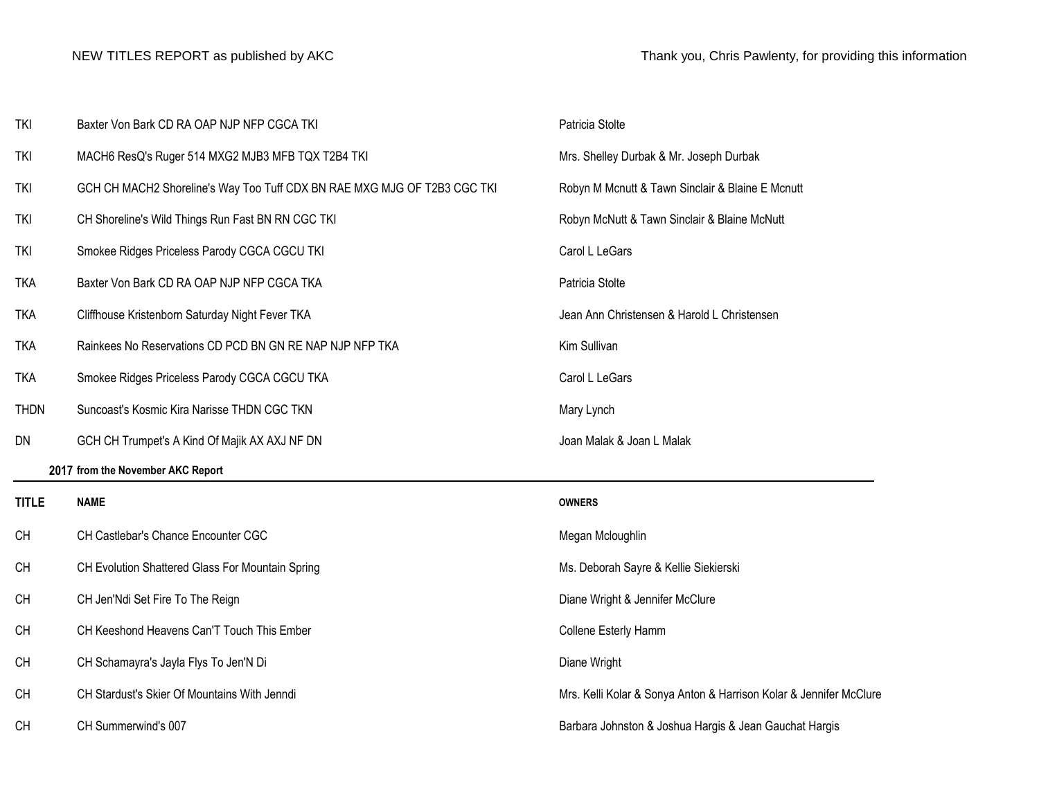| | | |
|---|---|---|
| TKI | Baxter Von Bark CD RA OAP NJP NFP CGCA TKI | Patricia Stolte |
| TKI | MACH6 ResQ's Ruger 514 MXG2 MJB3 MFB TQX T2B4 TKI | Mrs. Shelley Durbak & Mr. Joseph Durbak |
| TKI | GCH CH MACH2 Shoreline's Way Too Tuff CDX BN RAE MXG MJG OF T2B3 CGC TKI | Robyn M Mcnutt & Tawn Sinclair & Blaine E Mcnutt |
| TKI | CH Shoreline's Wild Things Run Fast BN RN CGC TKI | Robyn McNutt & Tawn Sinclair & Blaine McNutt |
| TKI | Smokee Ridges Priceless Parody CGCA CGCU TKI | Carol L LeGars |
| TKA | Baxter Von Bark CD RA OAP NJP NFP CGCA TKA | Patricia Stolte |
| TKA | Cliffhouse Kristenborn Saturday Night Fever TKA | Jean Ann Christensen & Harold L Christensen |
| TKA | Rainkees No Reservations CD PCD BN GN RE NAP NJP NFP TKA | Kim Sullivan |
| TKA | Smokee Ridges Priceless Parody CGCA CGCU TKA | Carol L LeGars |
| THDN | Suncoast's Kosmic Kira Narisse THDN CGC TKN | Mary Lynch |
| DN | GCH CH Trumpet's A Kind Of Majik AX AXJ NF DN | Joan Malak & Joan L Malak |

**2017 from the November AKC Report**

| TITLE | NAME | OWNERS |
|---|---|---|
| CH | CH Castlebar's Chance Encounter CGC | Megan Mcloughlin |
| CH | CH Evolution Shattered Glass For Mountain Spring | Ms. Deborah Sayre & Kellie Siekierski |
| CH | CH Jen'Ndi Set Fire To The Reign | Diane Wright & Jennifer McClure |
| CH | CH Keeshond Heavens Can'T Touch This Ember | Collene Esterly Hamm |
| CH | CH Schamayra's Jayla Flys To Jen'N Di | Diane Wright |
| CH | CH Stardust's Skier Of Mountains With Jenndi | Mrs. Kelli Kolar & Sonya Anton & Harrison Kolar & Jennifer McClure |
| CH | CH Summerwind's 007 | Barbara Johnston & Joshua Hargis & Jean Gauchat Hargis |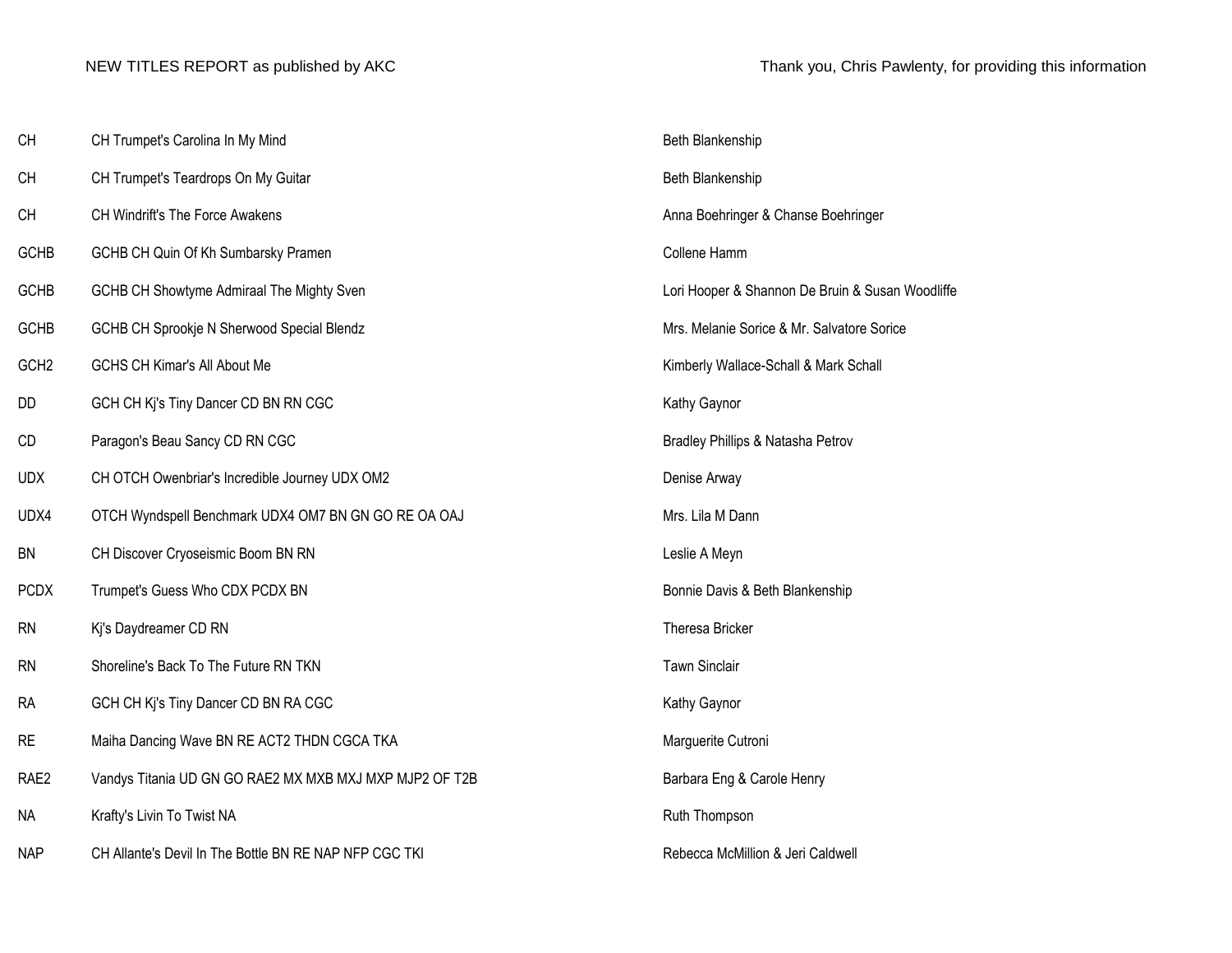NEW TITLES REPORT as published by AKC

Thank you, Chris Pawlenty, for providing this information

| | | |
|---|---|---|
| CH | CH Trumpet's Carolina In My Mind | Beth Blankenship |
| CH | CH Trumpet's Teardrops On My Guitar | Beth Blankenship |
| CH | CH Windrift's The Force Awakens | Anna Boehringer & Chanse Boehringer |
| GCHB | GCHB CH Quin Of Kh Sumbarsky Pramen | Collene Hamm |
| GCHB | GCHB CH Showtyme Admiraal The Mighty Sven | Lori Hooper & Shannon De Bruin & Susan Woodliffe |
| GCHB | GCHB CH Sprookje N Sherwood Special Blendz | Mrs. Melanie Sorice & Mr. Salvatore Sorice |
| GCH2 | GCHS CH Kimar's All About Me | Kimberly Wallace-Schall & Mark Schall |
| DD | GCH CH Kj's Tiny Dancer CD BN RN CGC | Kathy Gaynor |
| CD | Paragon's Beau Sancy CD RN CGC | Bradley Phillips & Natasha Petrov |
| UDX | CH OTCH Owenbriar's Incredible Journey UDX OM2 | Denise Arway |
| UDX4 | OTCH Wyndspell Benchmark UDX4 OM7 BN GN GO RE OA OAJ | Mrs. Lila M Dann |
| BN | CH Discover Cryoseismic Boom BN RN | Leslie A Meyn |
| PCDX | Trumpet's Guess Who CDX PCDX BN | Bonnie Davis & Beth Blankenship |
| RN | Kj's Daydreamer CD RN | Theresa Bricker |
| RN | Shoreline's Back To The Future RN TKN | Tawn Sinclair |
| RA | GCH CH Kj's Tiny Dancer CD BN RA CGC | Kathy Gaynor |
| RE | Maiha Dancing Wave BN RE ACT2 THDN CGCA TKA | Marguerite Cutroni |
| RAE2 | Vandys Titania UD GN GO RAE2 MX MXB MXJ MXP MJP2 OF T2B | Barbara Eng & Carole Henry |
| NA | Krafty's Livin To Twist NA | Ruth Thompson |
| NAP | CH Allante's Devil In The Bottle BN RE NAP NFP CGC TKI | Rebecca McMillion & Jeri Caldwell |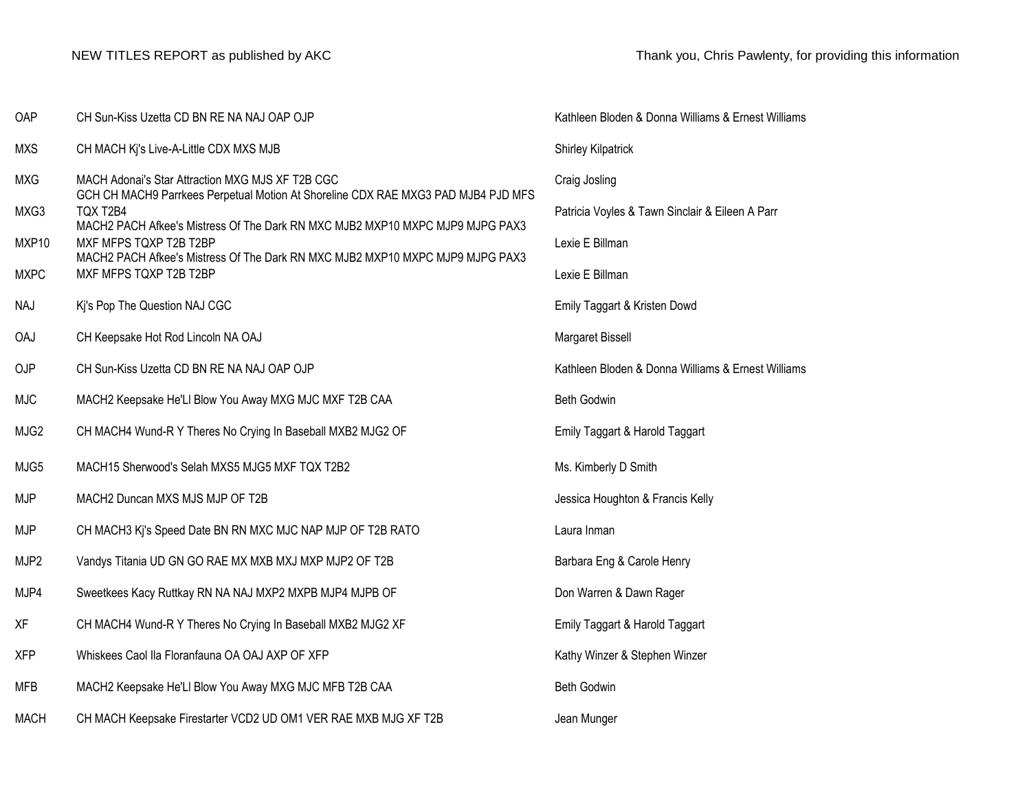NEW TITLES REPORT as published by AKC

Thank you, Chris Pawlenty, for providing this information

| | | |
|---|---|---|
| OAP | CH Sun-Kiss Uzetta CD BN RE NA NAJ OAP OJP | Kathleen Bloden & Donna Williams & Ernest Williams |
| MXS | CH MACH Kj's Live-A-Little CDX MXS MJB | Shirley Kilpatrick |
| MXG | MACH Adonai's Star Attraction MXG MJS XF T2B CGC | Craig Josling |
| MXG3 | GCH CH MACH9 Parrkees Perpetual Motion At Shoreline CDX RAE MXG3 PAD MJB4 PJD MFS TQX T2B4 | Patricia Voyles & Tawn Sinclair & Eileen A Parr |
| MXP10 | MACH2 PACH Afkee's Mistress Of The Dark RN MXC MJB2 MXP10 MXPC MJP9 MJPG PAX3 MXF MFPS TQXP T2B T2BP | Lexie E Billman |
| MXPC | MACH2 PACH Afkee's Mistress Of The Dark RN MXC MJB2 MXP10 MXPC MJP9 MJPG PAX3 MXF MFPS TQXP T2B T2BP | Lexie E Billman |
| NAJ | Kj's Pop The Question NAJ CGC | Emily Taggart & Kristen Dowd |
| OAJ | CH Keepsake Hot Rod Lincoln NA OAJ | Margaret Bissell |
| OJP | CH Sun-Kiss Uzetta CD BN RE NA NAJ OAP OJP | Kathleen Bloden & Donna Williams & Ernest Williams |
| MJC | MACH2 Keepsake He'Ll Blow You Away MXG MJC MXF T2B CAA | Beth Godwin |
| MJG2 | CH MACH4 Wund-R Y Theres No Crying In Baseball MXB2 MJG2 OF | Emily Taggart & Harold Taggart |
| MJG5 | MACH15 Sherwood's Selah MXS5 MJG5 MXF TQX T2B2 | Ms. Kimberly D Smith |
| MJP | MACH2 Duncan MXS MJS MJP OF T2B | Jessica Houghton & Francis Kelly |
| MJP | CH MACH3 Kj's Speed Date BN RN MXC MJC NAP MJP OF T2B RATO | Laura Inman |
| MJP2 | Vandys Titania UD GN GO RAE MX MXB MXJ MXP MJP2 OF T2B | Barbara Eng & Carole Henry |
| MJP4 | Sweetkees Kacy Ruttkay RN NA NAJ MXP2 MXPB MJP4 MJPB OF | Don Warren & Dawn Rager |
| XF | CH MACH4 Wund-R Y Theres No Crying In Baseball MXB2 MJG2 XF | Emily Taggart & Harold Taggart |
| XFP | Whiskees Caol Ila Floranfauna OA OAJ AXP OF XFP | Kathy Winzer & Stephen Winzer |
| MFB | MACH2 Keepsake He'Ll Blow You Away MXG MJC MFB T2B CAA | Beth Godwin |
| MACH | CH MACH Keepsake Firestarter VCD2 UD OM1 VER RAE MXB MJG XF T2B | Jean Munger |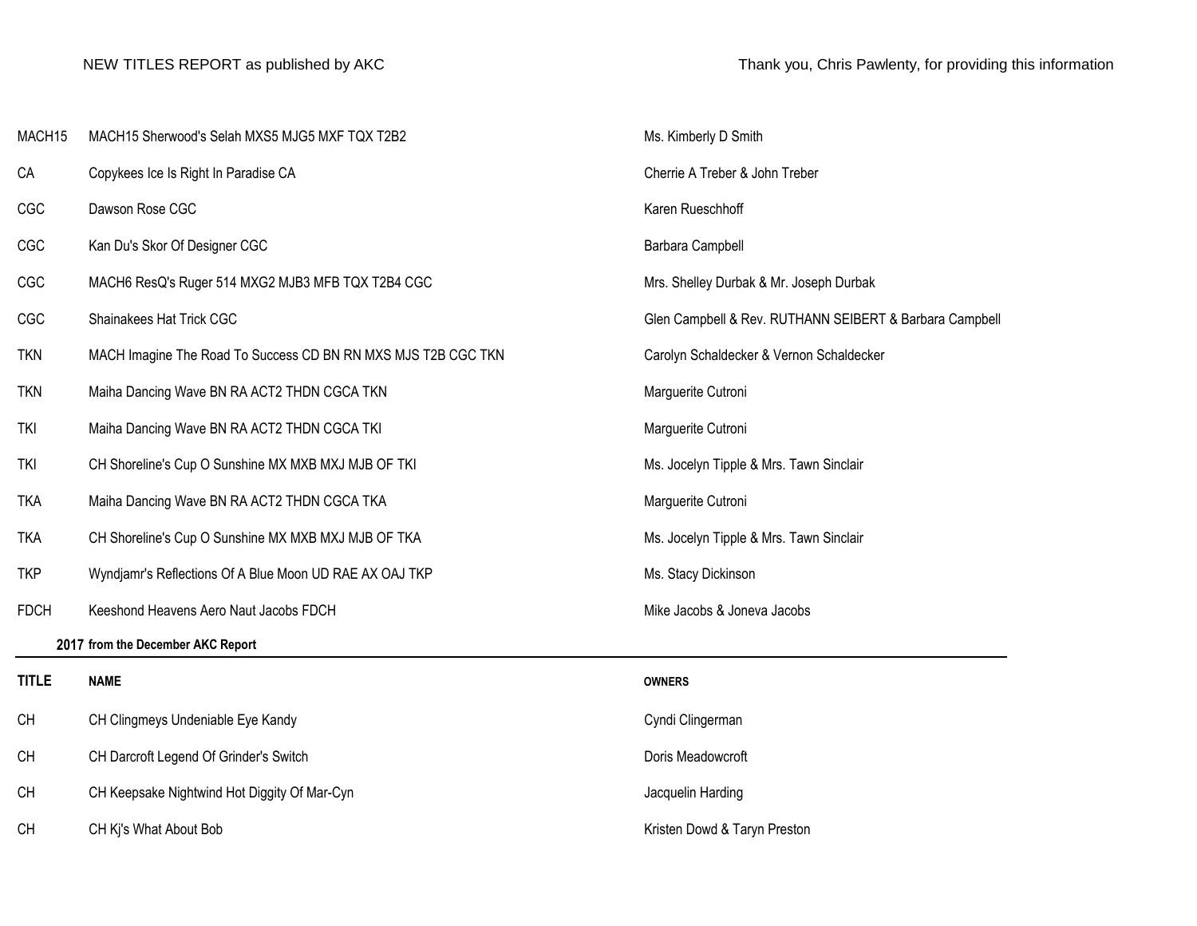| | | |
|---|---|---|
| MACH15 | MACH15 Sherwood's Selah MXS5 MJG5 MXF TQX T2B2 | Ms. Kimberly D Smith |
| CA | Copykees Ice Is Right In Paradise CA | Cherrie A Treber & John Treber |
| CGC | Dawson Rose CGC | Karen Rueschhoff |
| CGC | Kan Du's Skor Of Designer CGC | Barbara Campbell |
| CGC | MACH6 ResQ's Ruger 514 MXG2 MJB3 MFB TQX T2B4 CGC | Mrs. Shelley Durbak & Mr. Joseph Durbak |
| CGC | Shainakees Hat Trick CGC | Glen Campbell & Rev. RUTHANN SEIBERT & Barbara Campbell |
| TKN | MACH Imagine The Road To Success CD BN RN MXS MJS T2B CGC TKN | Carolyn Schaldecker & Vernon Schaldecker |
| TKN | Maiha Dancing Wave BN RA ACT2 THDN CGCA TKN | Marguerite Cutroni |
| TKI | Maiha Dancing Wave BN RA ACT2 THDN CGCA TKI | Marguerite Cutroni |
| TKI | CH Shoreline's Cup O Sunshine MX MXB MXJ MJB OF TKI | Ms. Jocelyn Tipple & Mrs. Tawn Sinclair |
| TKA | Maiha Dancing Wave BN RA ACT2 THDN CGCA TKA | Marguerite Cutroni |
| TKA | CH Shoreline's Cup O Sunshine MX MXB MXJ MJB OF TKA | Ms. Jocelyn Tipple & Mrs. Tawn Sinclair |
| TKP | Wyndjamr's Reflections Of A Blue Moon UD RAE AX OAJ TKP | Ms. Stacy Dickinson |
| FDCH | Keeshond Heavens Aero Naut Jacobs FDCH | Mike Jacobs & Joneva Jacobs |

**2017 from the December AKC Report**

| TITLE | NAME | OWNERS |
|---|---|---|
| CH | CH Clingmeys Undeniable Eye Kandy | Cyndi Clingerman |
| CH | CH Darcroft Legend Of Grinder's Switch | Doris Meadowcroft |
| CH | CH Keepsake Nightwind Hot Diggity Of Mar-Cyn | Jacquelin Harding |
| CH | CH Kj's What About Bob | Kristen Dowd & Taryn Preston |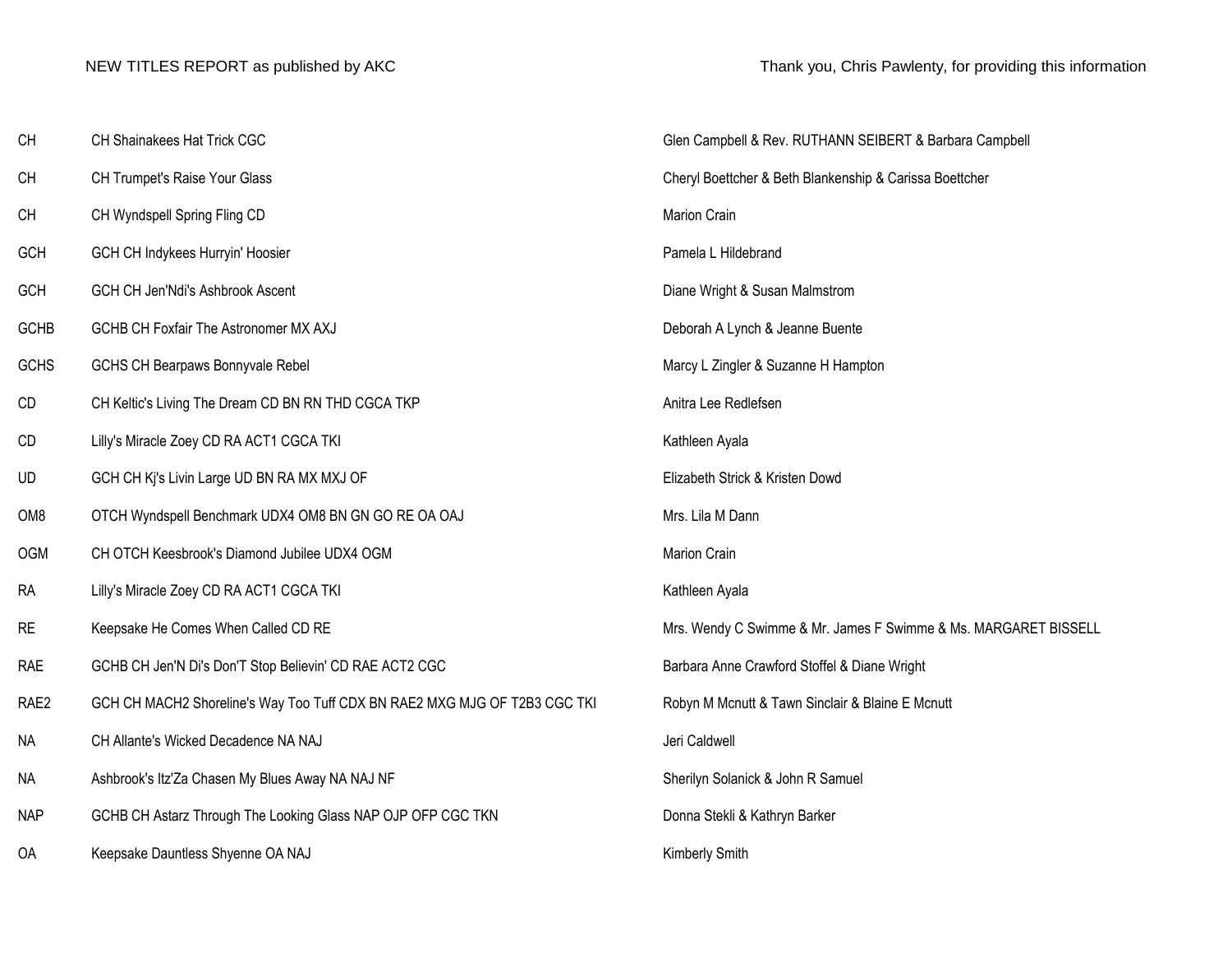| | | |
|---|---|---|
| CH | CH Shainakees Hat Trick CGC | Glen Campbell & Rev. RUTHANN SEIBERT & Barbara Campbell |
| CH | CH Trumpet's Raise Your Glass | Cheryl Boettcher & Beth Blankenship & Carissa Boettcher |
| CH | CH Wyndspell Spring Fling CD | Marion Crain |
| GCH | GCH CH Indykees Hurryin' Hoosier | Pamela L Hildebrand |
| GCH | GCH CH Jen'Ndi's Ashbrook Ascent | Diane Wright & Susan Malmstrom |
| GCHB | GCHB CH Foxfair The Astronomer MX AXJ | Deborah A Lynch & Jeanne Buente |
| GCHS | GCHS CH Bearpaws Bonnyvale Rebel | Marcy L Zingler & Suzanne H Hampton |
| CD | CH Keltic's Living The Dream CD BN RN THD CGCA TKP | Anitra Lee Redlefsen |
| CD | Lilly's Miracle Zoey CD RA ACT1 CGCA TKI | Kathleen Ayala |
| UD | GCH CH Kj's Livin Large UD BN RA MX MXJ OF | Elizabeth Strick & Kristen Dowd |
| OM8 | OTCH Wyndspell Benchmark UDX4 OM8 BN GN GO RE OA OAJ | Mrs. Lila M Dann |
| OGM | CH OTCH Keesbrook's Diamond Jubilee UDX4 OGM | Marion Crain |
| RA | Lilly's Miracle Zoey CD RA ACT1 CGCA TKI | Kathleen Ayala |
| RE | Keepsake He Comes When Called CD RE | Mrs. Wendy C Swimme & Mr. James F Swimme & Ms. MARGARET BISSELL |
| RAE | GCHB CH Jen'N Di's Don'T Stop Believin' CD RAE ACT2 CGC | Barbara Anne Crawford Stoffel & Diane Wright |
| RAE2 | GCH CH MACH2 Shoreline's Way Too Tuff CDX BN RAE2 MXG MJG OF T2B3 CGC TKI | Robyn M Mcnutt & Tawn Sinclair & Blaine E Mcnutt |
| NA | CH Allante's Wicked Decadence NA NAJ | Jeri Caldwell |
| NA | Ashbrook's Itz'Za Chasen My Blues Away NA NAJ NF | Sherilyn Solanick & John R Samuel |
| NAP | GCHB CH Astarz Through The Looking Glass NAP OJP OFP CGC TKN | Donna Stekli & Kathryn Barker |
| OA | Keepsake Dauntless Shyenne OA NAJ | Kimberly Smith |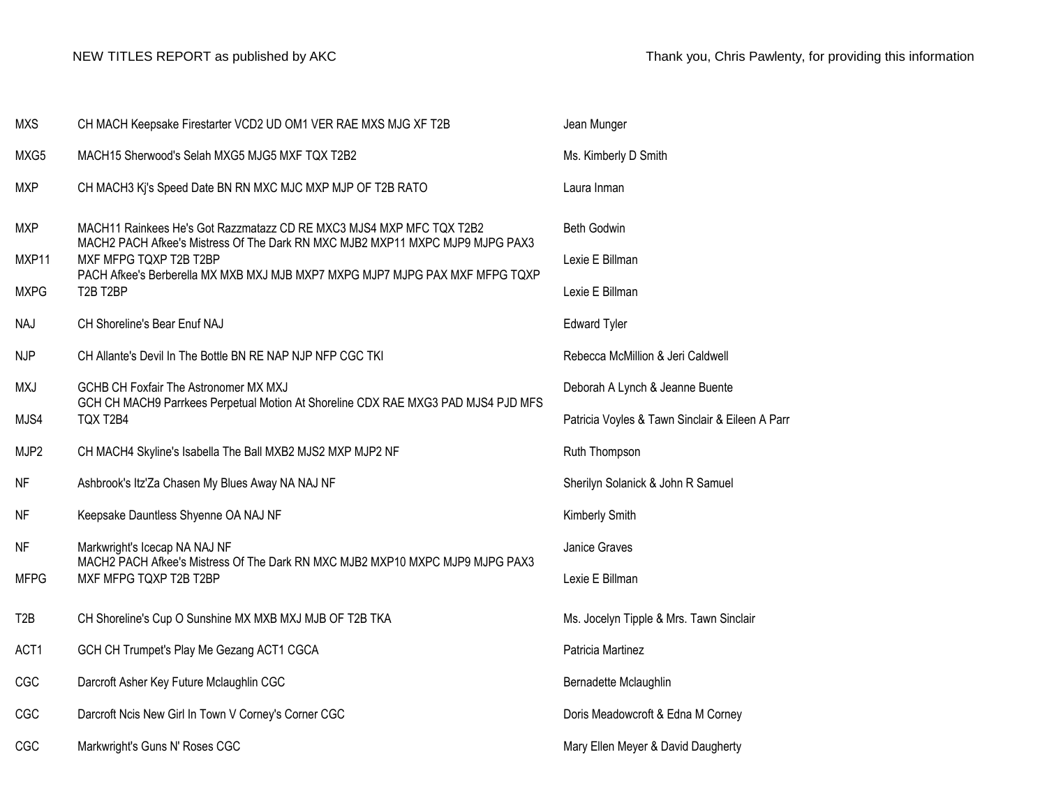NEW TITLES REPORT as published by AKC

Thank you, Chris Pawlenty, for providing this information

| | | |
|---|---|---|
| MXS | CH MACH Keepsake Firestarter VCD2 UD OM1 VER RAE MXS MJG XF T2B | Jean Munger |
| MXG5 | MACH15 Sherwood's Selah MXG5 MJG5 MXF TQX T2B2 | Ms. Kimberly D Smith |
| MXP | CH MACH3 Kj's Speed Date BN RN MXC MJC MXP MJP OF T2B RATO | Laura Inman |
| MXP | MACH11 Rainkees He's Got Razzmatazz CD RE MXC3 MJS4 MXP MFC TQX T2B2 | Beth Godwin |
| MXP11 | MACH2 PACH Afkee's Mistress Of The Dark RN MXC MJB2 MXP11 MXPC MJP9 MJPG PAX3 MXF MFPG TQXP T2B T2BP | Lexie E Billman |
| MXPG | PACH Afkee's Berberella MX MXB MXJ MJB MXP7 MXPG MJP7 MJPG PAX MXF MFPG TQXP T2B T2BP | Lexie E Billman |
| NAJ | CH Shoreline's Bear Enuf NAJ | Edward Tyler |
| NJP | CH Allante's Devil In The Bottle BN RE NAP NJP NFP CGC TKI | Rebecca McMillion & Jeri Caldwell |
| MXJ | GCHB CH Foxfair The Astronomer MX MXJ | Deborah A Lynch & Jeanne Buente |
| MJS4 | GCH CH MACH9 Parrkees Perpetual Motion At Shoreline CDX RAE MXG3 PAD MJS4 PJD MFS TQX T2B4 | Patricia Voyles & Tawn Sinclair & Eileen A Parr |
| MJP2 | CH MACH4 Skyline's Isabella The Ball MXB2 MJS2 MXP MJP2 NF | Ruth Thompson |
| NF | Ashbrook's Itz'Za Chasen My Blues Away NA NAJ NF | Sherilyn Solanick & John R Samuel |
| NF | Keepsake Dauntless Shyenne OA NAJ NF | Kimberly Smith |
| NF | Markwright's Icecap NA NAJ NF | Janice Graves |
| MFPG | MACH2 PACH Afkee's Mistress Of The Dark RN MXC MJB2 MXP10 MXPC MJP9 MJPG PAX3 MXF MFPG TQXP T2B T2BP | Lexie E Billman |
| T2B | CH Shoreline's Cup O Sunshine MX MXB MXJ MJB OF T2B TKA | Ms. Jocelyn Tipple & Mrs. Tawn Sinclair |
| ACT1 | GCH CH Trumpet's Play Me Gezang ACT1 CGCA | Patricia Martinez |
| CGC | Darcroft Asher Key Future Mclaughlin CGC | Bernadette Mclaughlin |
| CGC | Darcroft Ncis New Girl In Town V Corney's Corner CGC | Doris Meadowcroft & Edna M Corney |
| CGC | Markwright's Guns N' Roses CGC | Mary Ellen Meyer & David Daugherty |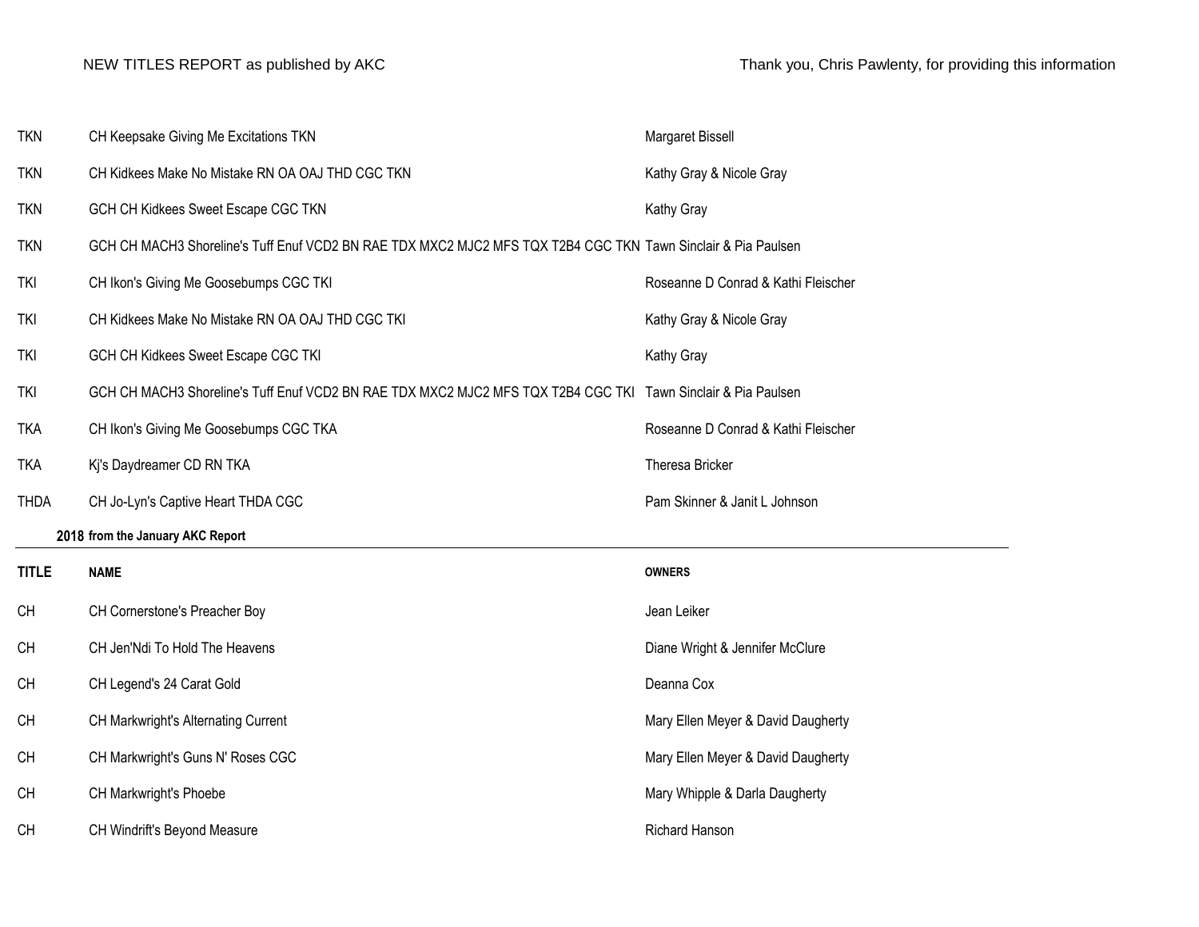| | | |
|---|---|---|
| TKN | CH Keepsake Giving Me Excitations TKN | Margaret Bissell |
| TKN | CH Kidkees Make No Mistake RN OA OAJ THD CGC TKN | Kathy Gray & Nicole Gray |
| TKN | GCH CH Kidkees Sweet Escape CGC TKN | Kathy Gray |
| TKN | GCH CH MACH3 Shoreline's Tuff Enuf VCD2 BN RAE TDX MXC2 MJC2 MFS TQX T2B4 CGC TKN | Tawn Sinclair & Pia Paulsen |
| TKI | CH Ikon's Giving Me Goosebumps CGC TKI | Roseanne D Conrad & Kathi Fleischer |
| TKI | CH Kidkees Make No Mistake RN OA OAJ THD CGC TKI | Kathy Gray & Nicole Gray |
| TKI | GCH CH Kidkees Sweet Escape CGC TKI | Kathy Gray |
| TKI | GCH CH MACH3 Shoreline's Tuff Enuf VCD2 BN RAE TDX MXC2 MJC2 MFS TQX T2B4 CGC TKI | Tawn Sinclair & Pia Paulsen |
| TKA | CH Ikon's Giving Me Goosebumps CGC TKA | Roseanne D Conrad & Kathi Fleischer |
| TKA | Kj's Daydreamer CD RN TKA | Theresa Bricker |
| THDA | CH Jo-Lyn's Captive Heart THDA CGC | Pam Skinner & Janit L Johnson |

**2018 from the January AKC Report**

| TITLE | NAME | OWNERS |
|---|---|---|
| CH | CH Cornerstone's Preacher Boy | Jean Leiker |
| CH | CH Jen'Ndi To Hold The Heavens | Diane Wright & Jennifer McClure |
| CH | CH Legend's 24 Carat Gold | Deanna Cox |
| CH | CH Markwright's Alternating Current | Mary Ellen Meyer & David Daugherty |
| CH | CH Markwright's Guns N' Roses CGC | Mary Ellen Meyer & David Daugherty |
| CH | CH Markwright's Phoebe | Mary Whipple & Darla Daugherty |
| CH | CH Windrift's Beyond Measure | Richard Hanson |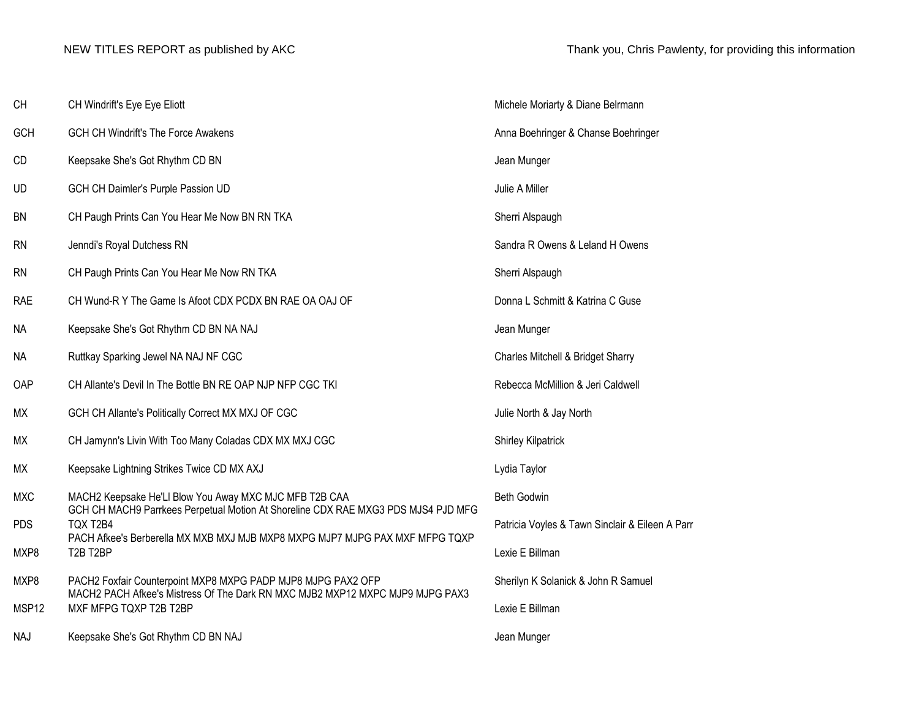NEW TITLES REPORT as published by AKC

Thank you, Chris Pawlenty, for providing this information

| | | |
|---|---|---|
| CH | CH Windrift's Eye Eye Eliott | Michele Moriarty & Diane Belrmann |
| GCH | GCH CH Windrift's The Force Awakens | Anna Boehringer & Chanse Boehringer |
| CD | Keepsake She's Got Rhythm CD BN | Jean Munger |
| UD | GCH CH Daimler's Purple Passion UD | Julie A Miller |
| BN | CH Paugh Prints Can You Hear Me Now BN RN TKA | Sherri Alspaugh |
| RN | Jenndi's Royal Dutchess RN | Sandra R Owens & Leland H Owens |
| RN | CH Paugh Prints Can You Hear Me Now RN TKA | Sherri Alspaugh |
| RAE | CH Wund-R Y The Game Is Afoot CDX PCDX BN RAE OA OAJ OF | Donna L Schmitt & Katrina C Guse |
| NA | Keepsake She's Got Rhythm CD BN NA NAJ | Jean Munger |
| NA | Ruttkay Sparking Jewel NA NAJ NF CGC | Charles Mitchell & Bridget Sharry |
| OAP | CH Allante's Devil In The Bottle BN RE OAP NJP NFP CGC TKI | Rebecca McMillion & Jeri Caldwell |
| MX | GCH CH Allante's Politically Correct MX MXJ OF CGC | Julie North & Jay North |
| MX | CH Jamynn's Livin With Too Many Coladas CDX MX MXJ CGC | Shirley Kilpatrick |
| MX | Keepsake Lightning Strikes Twice CD MX AXJ | Lydia Taylor |
| MXC | MACH2 Keepsake He'Ll Blow You Away MXC MJC MFB T2B CAA | Beth Godwin |
| PDS | GCH CH MACH9 Parrkees Perpetual Motion At Shoreline CDX RAE MXG3 PDS MJS4 PJD MFG TQX T2B4 | Patricia Voyles & Tawn Sinclair & Eileen A Parr |
| MXP8 | PACH Afkee's Berberella MX MXB MXJ MJB MXP8 MXPG MJP7 MJPG PAX MXF MFPG TQXP T2B T2BP | Lexie E Billman |
| MXP8 | PACH2 Foxfair Counterpoint MXP8 MXPG PADP MJP8 MJPG PAX2 OFP | Sherilyn K Solanick & John R Samuel |
| MSP12 | MACH2 PACH Afkee's Mistress Of The Dark RN MXC MJB2 MXP12 MXPC MJP9 MJPG PAX3 MXF MFPG TQXP T2B T2BP | Lexie E Billman |
| NAJ | Keepsake She's Got Rhythm CD BN NAJ | Jean Munger |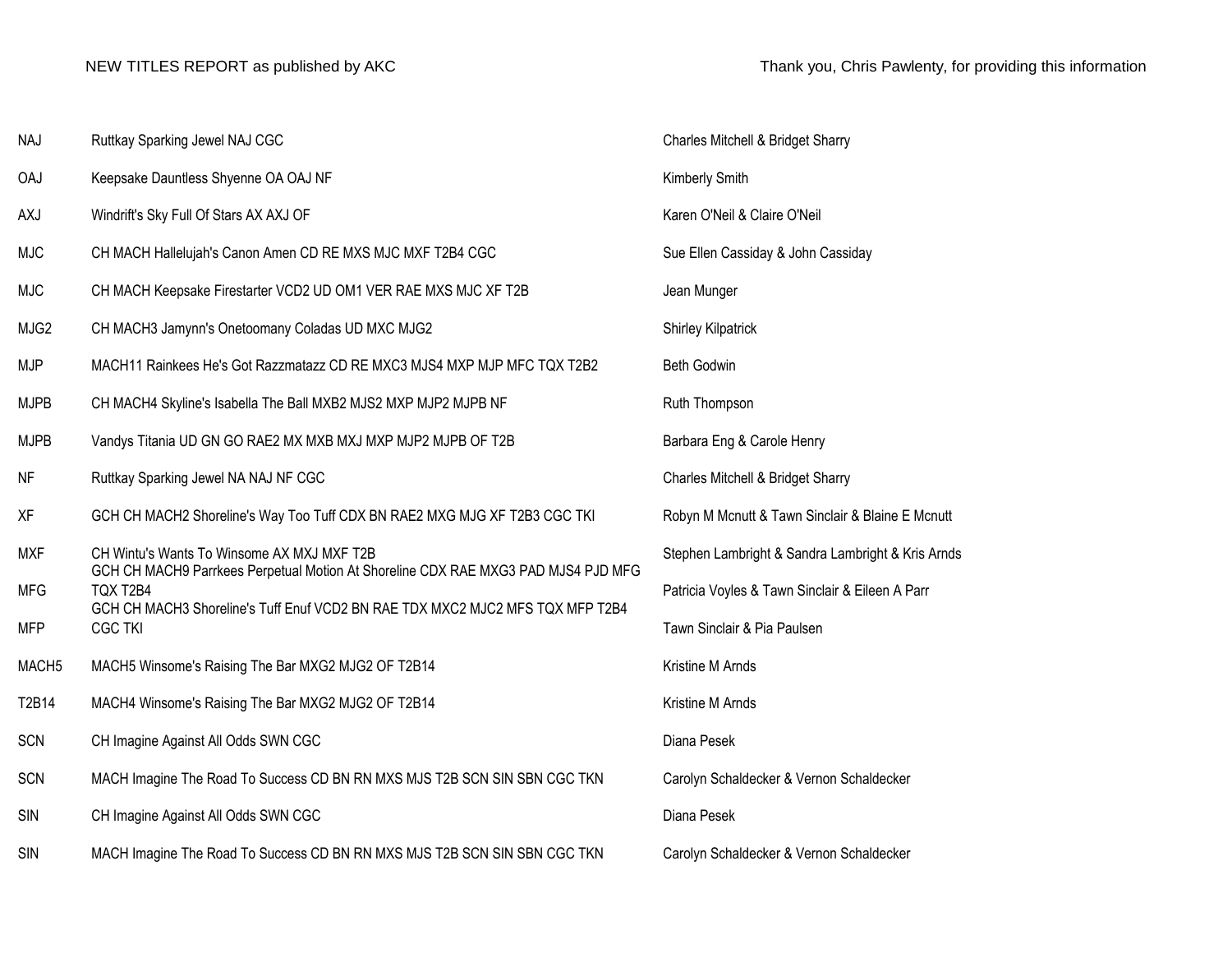NEW TITLES REPORT as published by AKC

Thank you, Chris Pawlenty, for providing this information

| | | |
|---|---|---|
| NAJ | Ruttkay Sparking Jewel NAJ CGC | Charles Mitchell & Bridget Sharry |
| OAJ | Keepsake Dauntless Shyenne OA OAJ NF | Kimberly Smith |
| AXJ | Windrift's Sky Full Of Stars AX AXJ OF | Karen O'Neil & Claire O'Neil |
| MJC | CH MACH Hallelujah's Canon Amen CD RE MXS MJC MXF T2B4 CGC | Sue Ellen Cassiday & John Cassiday |
| MJC | CH MACH Keepsake Firestarter VCD2 UD OM1 VER RAE MXS MJC XF T2B | Jean Munger |
| MJG2 | CH MACH3 Jamynn's Onetoomany Coladas UD MXC MJG2 | Shirley Kilpatrick |
| MJP | MACH11 Rainkees He's Got Razzmatazz CD RE MXC3 MJS4 MXP MJP MFC TQX T2B2 | Beth Godwin |
| MJPB | CH MACH4 Skyline's Isabella The Ball MXB2 MJS2 MXP MJP2 MJPB NF | Ruth Thompson |
| MJPB | Vandys Titania UD GN GO RAE2 MX MXB MXJ MXP MJP2 MJPB OF T2B | Barbara Eng & Carole Henry |
| NF | Ruttkay Sparking Jewel NA NAJ NF CGC | Charles Mitchell & Bridget Sharry |
| XF | GCH CH MACH2 Shoreline's Way Too Tuff CDX BN RAE2 MXG MJG XF T2B3 CGC TKI | Robyn M Mcnutt & Tawn Sinclair & Blaine E Mcnutt |
| MXF | CH Wintu's Wants To Winsome AX MXJ MXF T2B | Stephen Lambright & Sandra Lambright & Kris Arnds |
| MFG | GCH CH MACH9 Parrkees Perpetual Motion At Shoreline CDX RAE MXG3 PAD MJS4 PJD MFG TQX T2B4 | Patricia Voyles & Tawn Sinclair & Eileen A Parr |
| MFP | GCH CH MACH3 Shoreline's Tuff Enuf VCD2 BN RAE TDX MXC2 MJC2 MFS TQX MFP T2B4 CGC TKI | Tawn Sinclair & Pia Paulsen |
| MACH5 | MACH5 Winsome's Raising The Bar MXG2 MJG2 OF T2B14 | Kristine M Arnds |
| T2B14 | MACH4 Winsome's Raising The Bar MXG2 MJG2 OF T2B14 | Kristine M Arnds |
| SCN | CH Imagine Against All Odds SWN CGC | Diana Pesek |
| SCN | MACH Imagine The Road To Success CD BN RN MXS MJS T2B SCN SIN SBN CGC TKN | Carolyn Schaldecker & Vernon Schaldecker |
| SIN | CH Imagine Against All Odds SWN CGC | Diana Pesek |
| SIN | MACH Imagine The Road To Success CD BN RN MXS MJS T2B SCN SIN SBN CGC TKN | Carolyn Schaldecker & Vernon Schaldecker |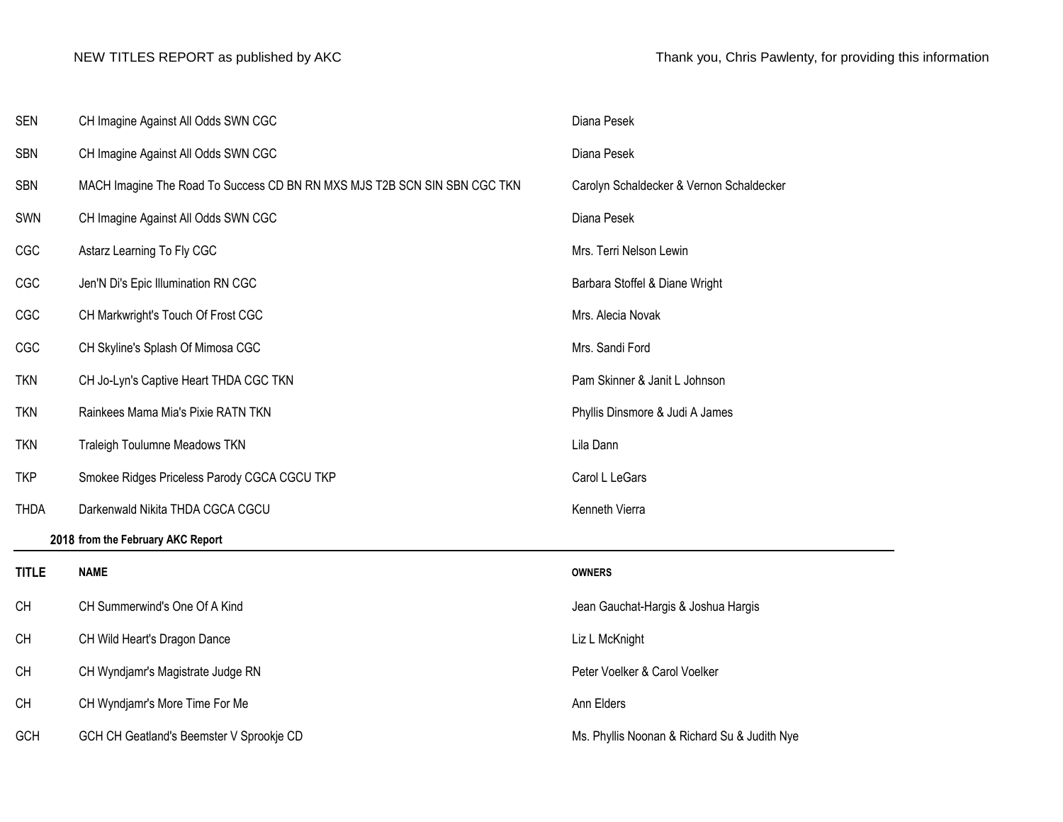NEW TITLES REPORT as published by AKC

Thank you, Chris Pawlenty, for providing this information

| | | |
|---|---|---|
| SEN | CH Imagine Against All Odds SWN CGC | Diana Pesek |
| SBN | CH Imagine Against All Odds SWN CGC | Diana Pesek |
| SBN | MACH Imagine The Road To Success CD BN RN MXS MJS T2B SCN SIN SBN CGC TKN | Carolyn Schaldecker & Vernon Schaldecker |
| SWN | CH Imagine Against All Odds SWN CGC | Diana Pesek |
| CGC | Astarz Learning To Fly CGC | Mrs. Terri Nelson Lewin |
| CGC | Jen'N Di's Epic Illumination RN CGC | Barbara Stoffel & Diane Wright |
| CGC | CH Markwright's Touch Of Frost CGC | Mrs. Alecia Novak |
| CGC | CH Skyline's Splash Of Mimosa CGC | Mrs. Sandi Ford |
| TKN | CH Jo-Lyn's Captive Heart THDA CGC TKN | Pam Skinner & Janit L Johnson |
| TKN | Rainkees Mama Mia's Pixie RATN TKN | Phyllis Dinsmore & Judi A James |
| TKN | Traleigh Toulumne Meadows TKN | Lila Dann |
| TKP | Smokee Ridges Priceless Parody CGCA CGCU TKP | Carol L LeGars |
| THDA | Darkenwald Nikita THDA CGCA CGCU | Kenneth Vierra |

**2018 from the February AKC Report**

| TITLE | NAME | OWNERS |
|---|---|---|
| CH | CH Summerwind's One Of A Kind | Jean Gauchat-Hargis & Joshua Hargis |
| CH | CH Wild Heart's Dragon Dance | Liz L McKnight |
| CH | CH Wyndjamr's Magistrate Judge RN | Peter Voelker & Carol Voelker |
| CH | CH Wyndjamr's More Time For Me | Ann Elders |
| GCH | GCH CH Geatland's Beemster V Sprookje CD | Ms. Phyllis Noonan & Richard Su & Judith Nye |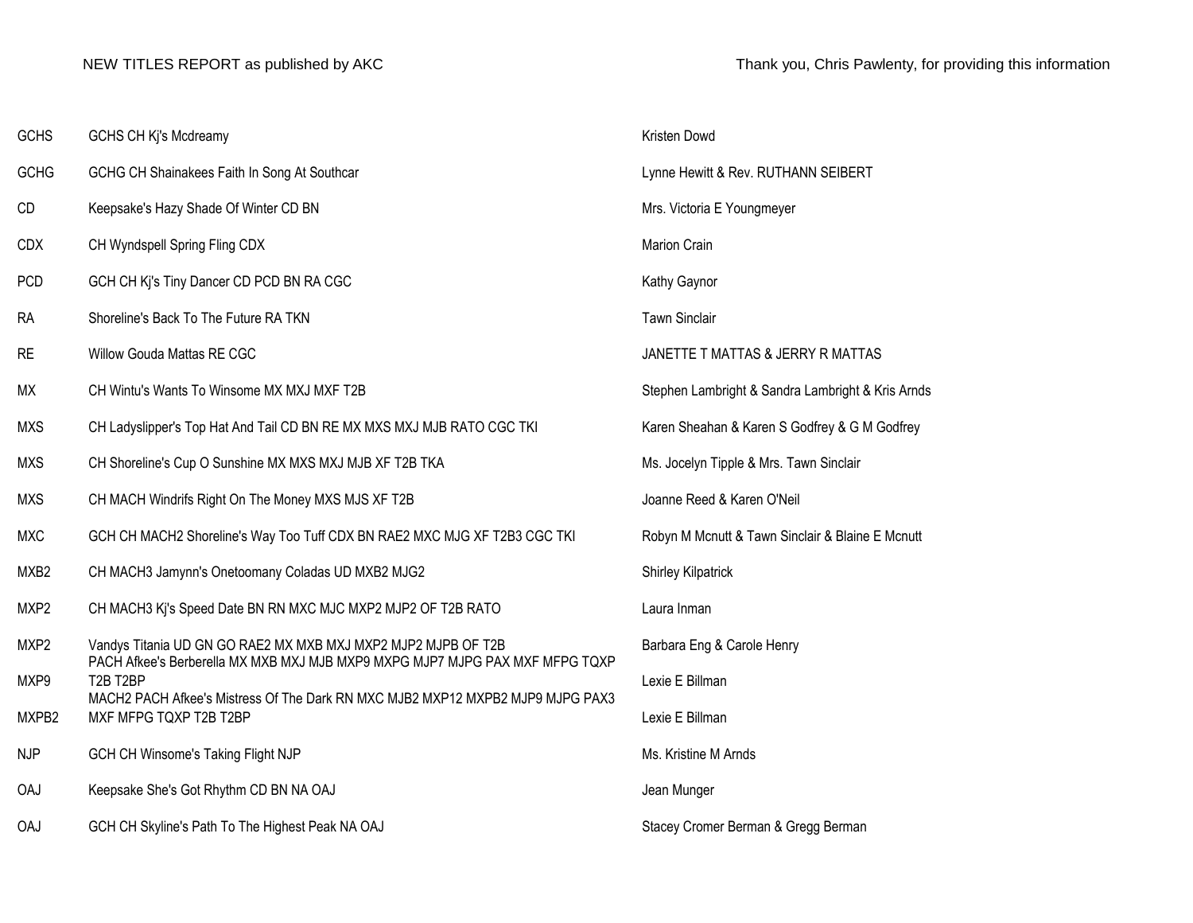NEW TITLES REPORT as published by AKC

Thank you, Chris Pawlenty, for providing this information

| | | |
|---|---|---|
| GCHS | GCHS CH Kj's Mcdreamy | Kristen Dowd |
| GCHG | GCHG CH Shainakees Faith In Song At Southcar | Lynne Hewitt & Rev. RUTHANN SEIBERT |
| CD | Keepsake's Hazy Shade Of Winter CD BN | Mrs. Victoria E Youngmeyer |
| CDX | CH Wyndspell Spring Fling CDX | Marion Crain |
| PCD | GCH CH Kj's Tiny Dancer CD PCD BN RA CGC | Kathy Gaynor |
| RA | Shoreline's Back To The Future RA TKN | Tawn Sinclair |
| RE | Willow Gouda Mattas RE CGC | JANETTE T MATTAS & JERRY R MATTAS |
| MX | CH Wintu's Wants To Winsome MX MXJ MXF T2B | Stephen Lambright & Sandra Lambright & Kris Arnds |
| MXS | CH Ladyslipper's Top Hat And Tail CD BN RE MX MXS MXJ MJB RATO CGC TKI | Karen Sheahan & Karen S Godfrey & G M Godfrey |
| MXS | CH Shoreline's Cup O Sunshine MX MXS MXJ MJB XF T2B TKA | Ms. Jocelyn Tipple & Mrs. Tawn Sinclair |
| MXS | CH MACH Windrifs Right On The Money MXS MJS XF T2B | Joanne Reed & Karen O'Neil |
| MXC | GCH CH MACH2 Shoreline's Way Too Tuff CDX BN RAE2 MXC MJG XF T2B3 CGC TKI | Robyn M Mcnutt & Tawn Sinclair & Blaine E Mcnutt |
| MXB2 | CH MACH3 Jamynn's Onetoomany Coladas UD MXB2 MJG2 | Shirley Kilpatrick |
| MXP2 | CH MACH3 Kj's Speed Date BN RN MXC MJC MXP2 MJP2 OF T2B RATO | Laura Inman |
| MXP2 | Vandys Titania UD GN GO RAE2 MX MXB MXJ MXP2 MJP2 MJPB OF T2B | Barbara Eng & Carole Henry |
| MXP9 | PACH Afkee's Berberella MX MXB MXJ MJB MXP9 MXPG MJP7 MJPG PAX MXF MFPG TQXP T2B T2BP | Lexie E Billman |
| MXPB2 | MACH2 PACH Afkee's Mistress Of The Dark RN MXC MJB2 MXP12 MXPB2 MJP9 MJPG PAX3 MXF MFPG TQXP T2B T2BP | Lexie E Billman |
| NJP | GCH CH Winsome's Taking Flight NJP | Ms. Kristine M Arnds |
| OAJ | Keepsake She's Got Rhythm CD BN NA OAJ | Jean Munger |
| OAJ | GCH CH Skyline's Path To The Highest Peak NA OAJ | Stacey Cromer Berman & Gregg Berman |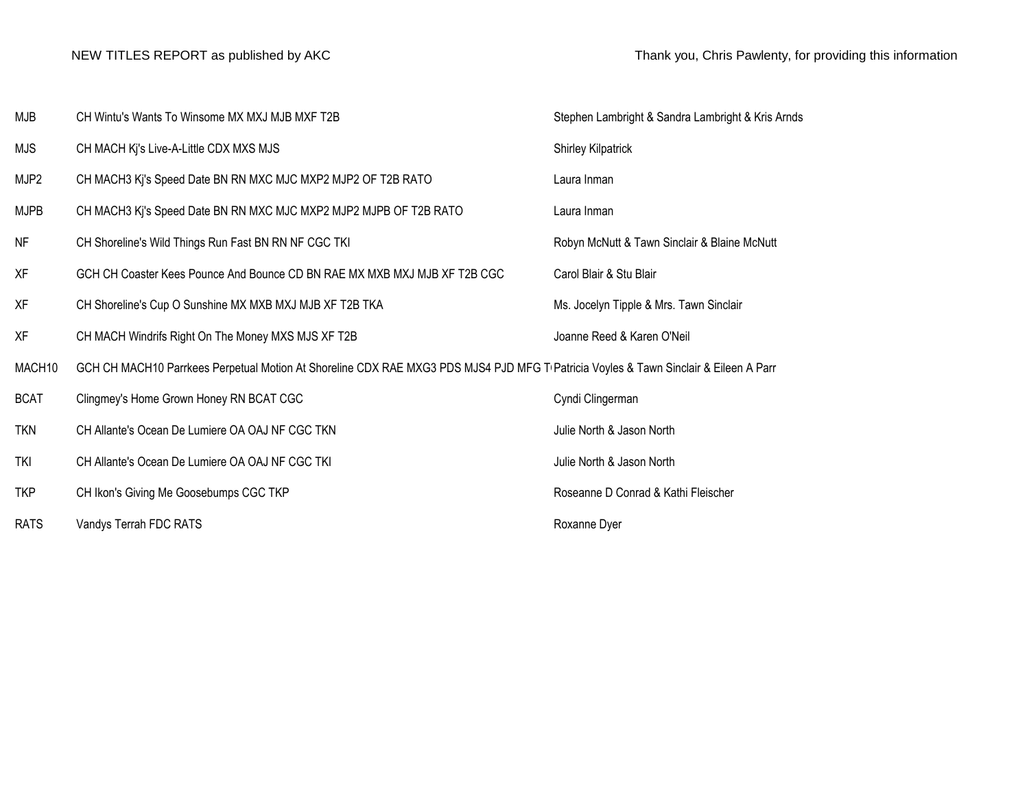NEW TITLES REPORT as published by AKC — Thank you, Chris Pawlenty, for providing this information

| | | |
|---|---|---|
| MJB | CH Wintu's Wants To Winsome MX MXJ MJB MXF T2B | Stephen Lambright & Sandra Lambright & Kris Arnds |
| MJS | CH MACH Kj's Live-A-Little CDX MXS MJS | Shirley Kilpatrick |
| MJP2 | CH MACH3 Kj's Speed Date BN RN MXC MJC MXP2 MJP2 OF T2B RATO | Laura Inman |
| MJPB | CH MACH3 Kj's Speed Date BN RN MXC MJC MXP2 MJP2 MJPB OF T2B RATO | Laura Inman |
| NF | CH Shoreline's Wild Things Run Fast BN RN NF CGC TKI | Robyn McNutt & Tawn Sinclair & Blaine McNutt |
| XF | GCH CH Coaster Kees Pounce And Bounce CD BN RAE MX MXB MXJ MJB XF T2B CGC | Carol Blair & Stu Blair |
| XF | CH Shoreline's Cup O Sunshine MX MXB MXJ MJB XF T2B TKA | Ms. Jocelyn Tipple & Mrs. Tawn Sinclair |
| XF | CH MACH Windrifs Right On The Money MXS MJS XF T2B | Joanne Reed & Karen O'Neil |
| MACH10 | GCH CH MACH10 Parrkees Perpetual Motion At Shoreline CDX RAE MXG3 PDS MJS4 PJD MFG T | Patricia Voyles & Tawn Sinclair & Eileen A Parr |
| BCAT | Clingmey's Home Grown Honey RN BCAT CGC | Cyndi Clingerman |
| TKN | CH Allante's Ocean De Lumiere OA OAJ NF CGC TKN | Julie North & Jason North |
| TKI | CH Allante's Ocean De Lumiere OA OAJ NF CGC TKI | Julie North & Jason North |
| TKP | CH Ikon's Giving Me Goosebumps CGC TKP | Roseanne D Conrad & Kathi Fleischer |
| RATS | Vandys Terrah FDC RATS | Roxanne Dyer |